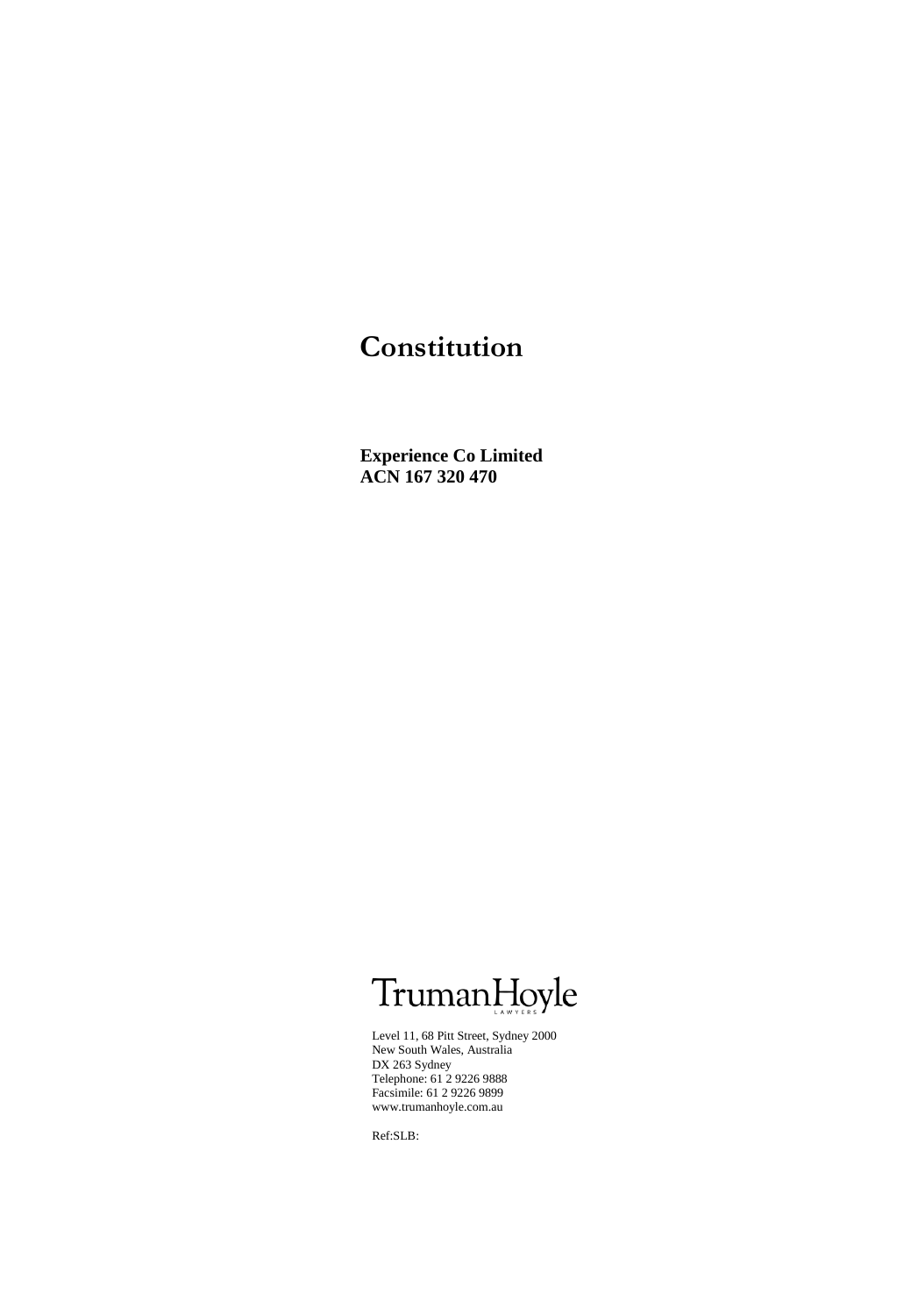# Constitution

**Experience Co Limited**
**ACN 167 320 470**

TrumanHoyle
LAWYERS

Level 11, 68 Pitt Street, Sydney 2000
New South Wales, Australia
DX 263 Sydney
Telephone: 61 2 9226 9888
Facsimile: 61 2 9226 9899
www.trumanhoyle.com.au

Ref:SLB: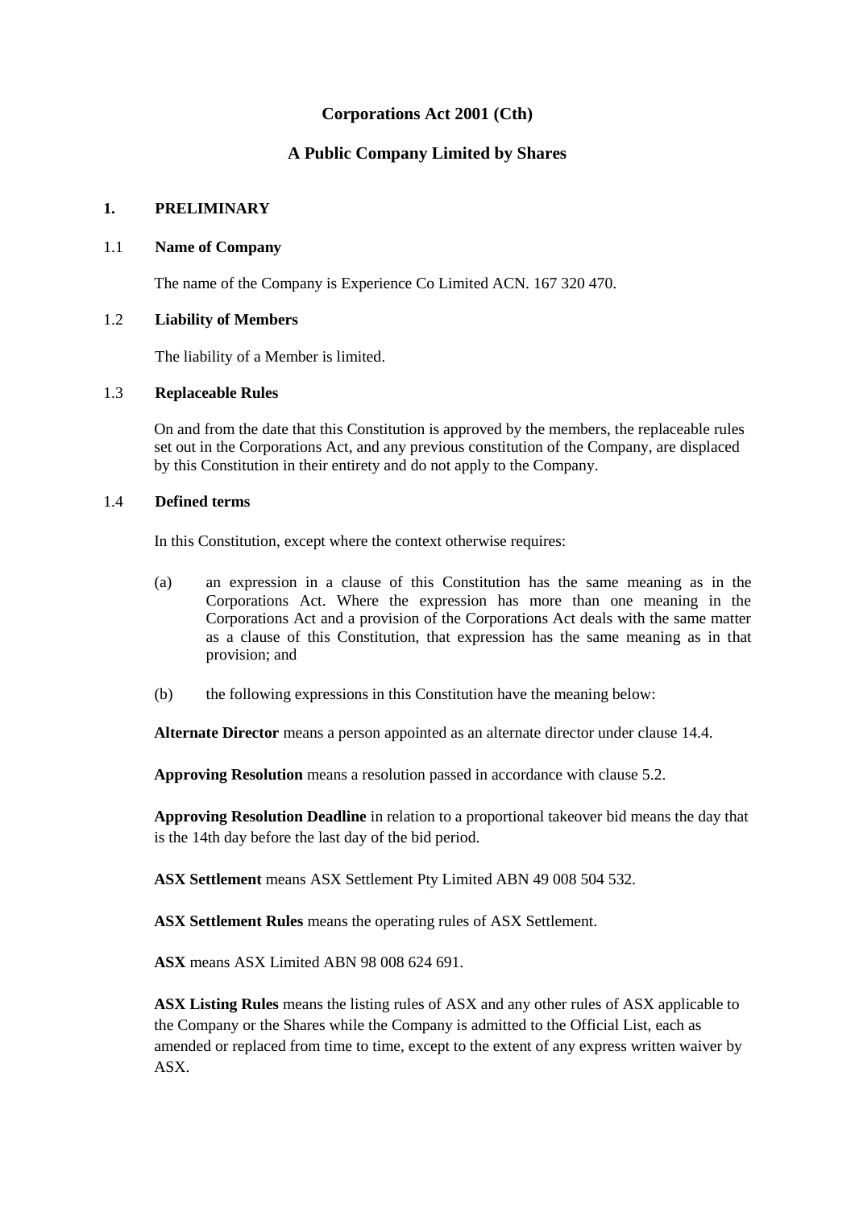**Corporations Act 2001 (Cth)**

**A Public Company Limited by Shares**

## 1. PRELIMINARY

### 1.1 Name of Company

The name of the Company is Experience Co Limited ACN. 167 320 470.

### 1.2 Liability of Members

The liability of a Member is limited.

### 1.3 Replaceable Rules

On and from the date that this Constitution is approved by the members, the replaceable rules set out in the Corporations Act, and any previous constitution of the Company, are displaced by this Constitution in their entirety and do not apply to the Company.

### 1.4 Defined terms

In this Constitution, except where the context otherwise requires:

(a) an expression in a clause of this Constitution has the same meaning as in the Corporations Act. Where the expression has more than one meaning in the Corporations Act and a provision of the Corporations Act deals with the same matter as a clause of this Constitution, that expression has the same meaning as in that provision; and

(b) the following expressions in this Constitution have the meaning below:

**Alternate Director** means a person appointed as an alternate director under clause 14.4.

**Approving Resolution** means a resolution passed in accordance with clause 5.2.

**Approving Resolution Deadline** in relation to a proportional takeover bid means the day that is the 14th day before the last day of the bid period.

**ASX Settlement** means ASX Settlement Pty Limited ABN 49 008 504 532.

**ASX Settlement Rules** means the operating rules of ASX Settlement.

**ASX** means ASX Limited ABN 98 008 624 691.

**ASX Listing Rules** means the listing rules of ASX and any other rules of ASX applicable to the Company or the Shares while the Company is admitted to the Official List, each as amended or replaced from time to time, except to the extent of any express written waiver by ASX.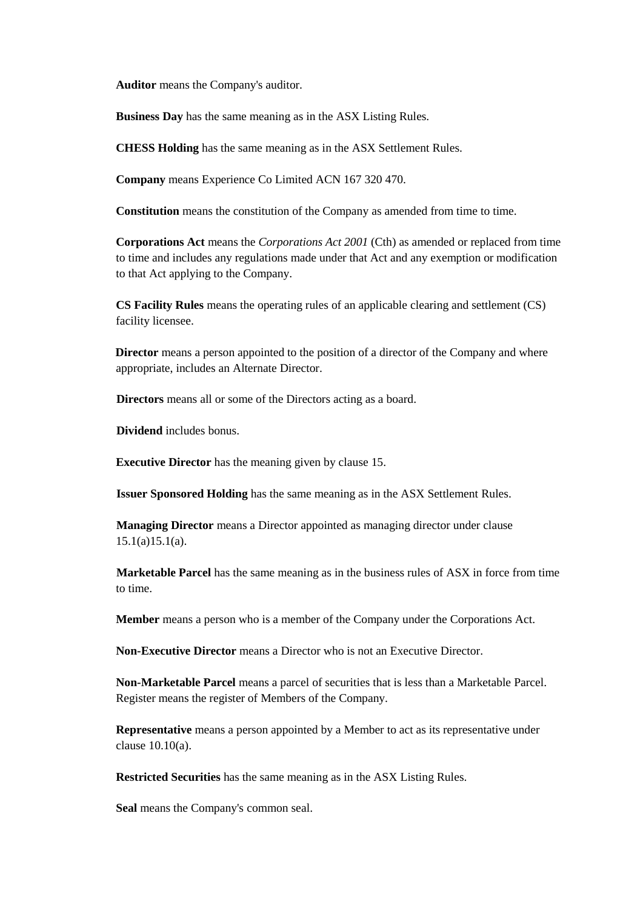**Auditor** means the Company's auditor.

**Business Day** has the same meaning as in the ASX Listing Rules.

**CHESS Holding** has the same meaning as in the ASX Settlement Rules.

**Company** means Experience Co Limited ACN 167 320 470.

**Constitution** means the constitution of the Company as amended from time to time.

**Corporations Act** means the *Corporations Act 2001* (Cth) as amended or replaced from time to time and includes any regulations made under that Act and any exemption or modification to that Act applying to the Company.

**CS Facility Rules** means the operating rules of an applicable clearing and settlement (CS) facility licensee.

**Director** means a person appointed to the position of a director of the Company and where appropriate, includes an Alternate Director.

**Directors** means all or some of the Directors acting as a board.

**Dividend** includes bonus.

**Executive Director** has the meaning given by clause 15.

**Issuer Sponsored Holding** has the same meaning as in the ASX Settlement Rules.

**Managing Director** means a Director appointed as managing director under clause 15.1(a)15.1(a).

**Marketable Parcel** has the same meaning as in the business rules of ASX in force from time to time.

**Member** means a person who is a member of the Company under the Corporations Act.

**Non-Executive Director** means a Director who is not an Executive Director.

**Non-Marketable Parcel** means a parcel of securities that is less than a Marketable Parcel. Register means the register of Members of the Company.

**Representative** means a person appointed by a Member to act as its representative under clause 10.10(a).

**Restricted Securities** has the same meaning as in the ASX Listing Rules.

**Seal** means the Company's common seal.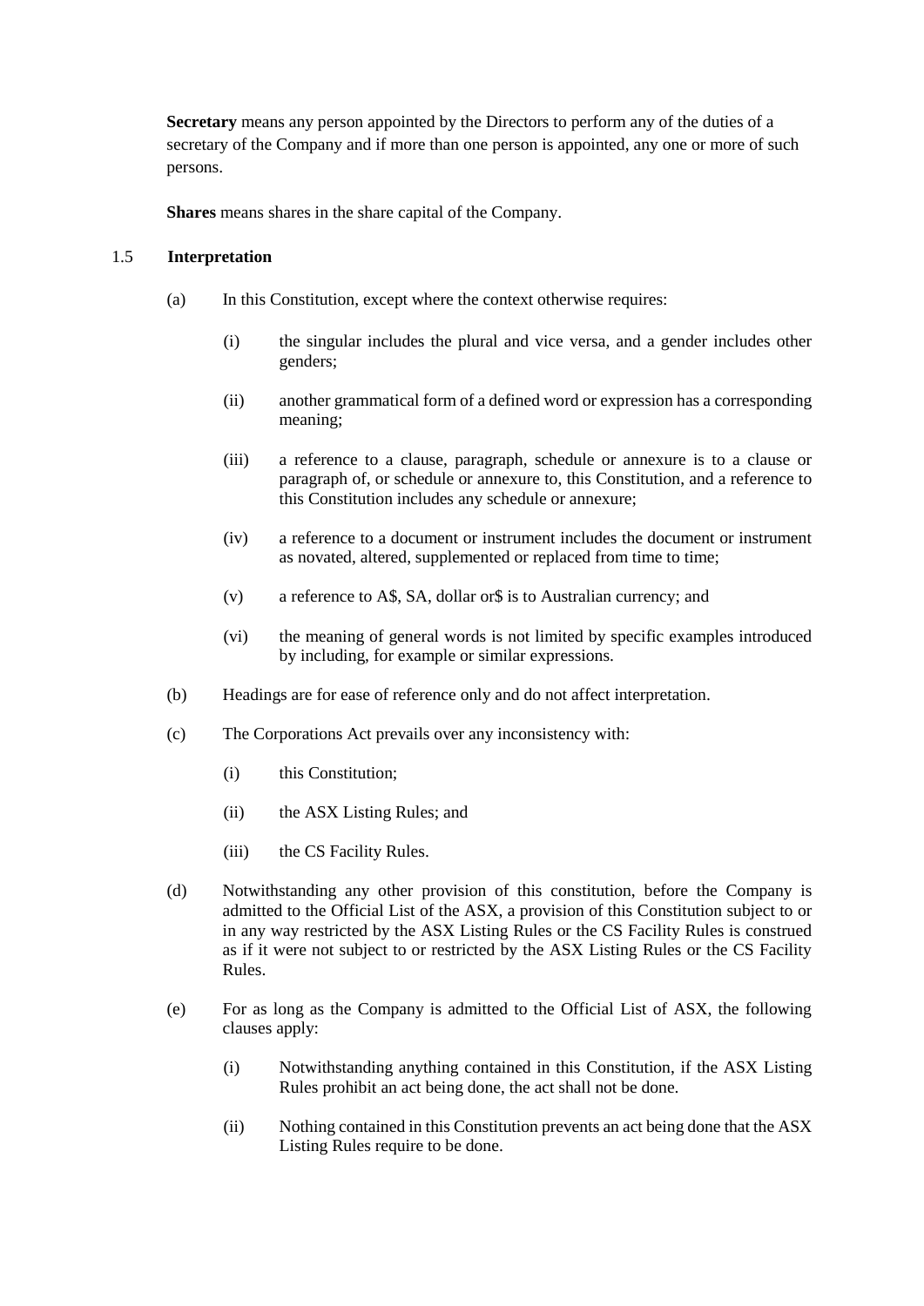**Secretary** means any person appointed by the Directors to perform any of the duties of a secretary of the Company and if more than one person is appointed, any one or more of such persons.

**Shares** means shares in the share capital of the Company.

### 1.5 Interpretation

(a) In this Constitution, except where the context otherwise requires:

(i) the singular includes the plural and vice versa, and a gender includes other genders;

(ii) another grammatical form of a defined word or expression has a corresponding meaning;

(iii) a reference to a clause, paragraph, schedule or annexure is to a clause or paragraph of, or schedule or annexure to, this Constitution, and a reference to this Constitution includes any schedule or annexure;

(iv) a reference to a document or instrument includes the document or instrument as novated, altered, supplemented or replaced from time to time;

(v) a reference to A$, SA, dollar or$ is to Australian currency; and

(vi) the meaning of general words is not limited by specific examples introduced by including, for example or similar expressions.

(b) Headings are for ease of reference only and do not affect interpretation.

(c) The Corporations Act prevails over any inconsistency with:

(i) this Constitution;

(ii) the ASX Listing Rules; and

(iii) the CS Facility Rules.

(d) Notwithstanding any other provision of this constitution, before the Company is admitted to the Official List of the ASX, a provision of this Constitution subject to or in any way restricted by the ASX Listing Rules or the CS Facility Rules is construed as if it were not subject to or restricted by the ASX Listing Rules or the CS Facility Rules.

(e) For as long as the Company is admitted to the Official List of ASX, the following clauses apply:

(i) Notwithstanding anything contained in this Constitution, if the ASX Listing Rules prohibit an act being done, the act shall not be done.

(ii) Nothing contained in this Constitution prevents an act being done that the ASX Listing Rules require to be done.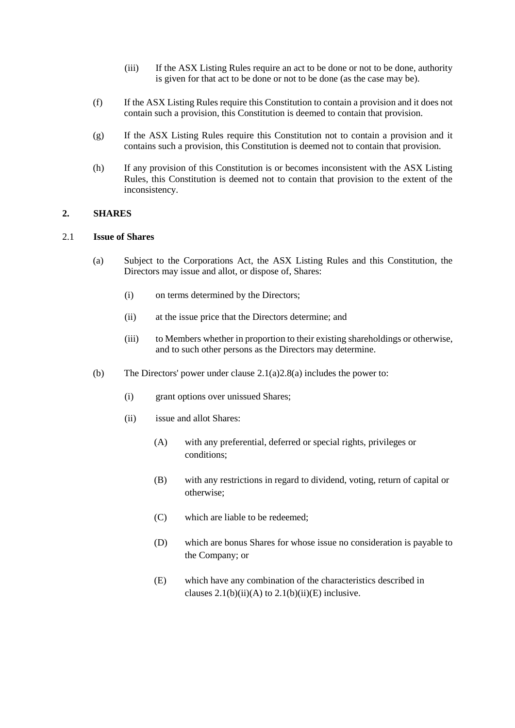(iii) If the ASX Listing Rules require an act to be done or not to be done, authority is given for that act to be done or not to be done (as the case may be).

(f) If the ASX Listing Rules require this Constitution to contain a provision and it does not contain such a provision, this Constitution is deemed to contain that provision.

(g) If the ASX Listing Rules require this Constitution not to contain a provision and it contains such a provision, this Constitution is deemed not to contain that provision.

(h) If any provision of this Constitution is or becomes inconsistent with the ASX Listing Rules, this Constitution is deemed not to contain that provision to the extent of the inconsistency.

## 2. SHARES

### 2.1 Issue of Shares

(a) Subject to the Corporations Act, the ASX Listing Rules and this Constitution, the Directors may issue and allot, or dispose of, Shares:

(i) on terms determined by the Directors;

(ii) at the issue price that the Directors determine; and

(iii) to Members whether in proportion to their existing shareholdings or otherwise, and to such other persons as the Directors may determine.

(b) The Directors' power under clause 2.1(a)2.8(a) includes the power to:

(i) grant options over unissued Shares;

(ii) issue and allot Shares:

(A) with any preferential, deferred or special rights, privileges or conditions;

(B) with any restrictions in regard to dividend, voting, return of capital or otherwise;

(C) which are liable to be redeemed;

(D) which are bonus Shares for whose issue no consideration is payable to the Company; or

(E) which have any combination of the characteristics described in clauses 2.1(b)(ii)(A) to 2.1(b)(ii)(E) inclusive.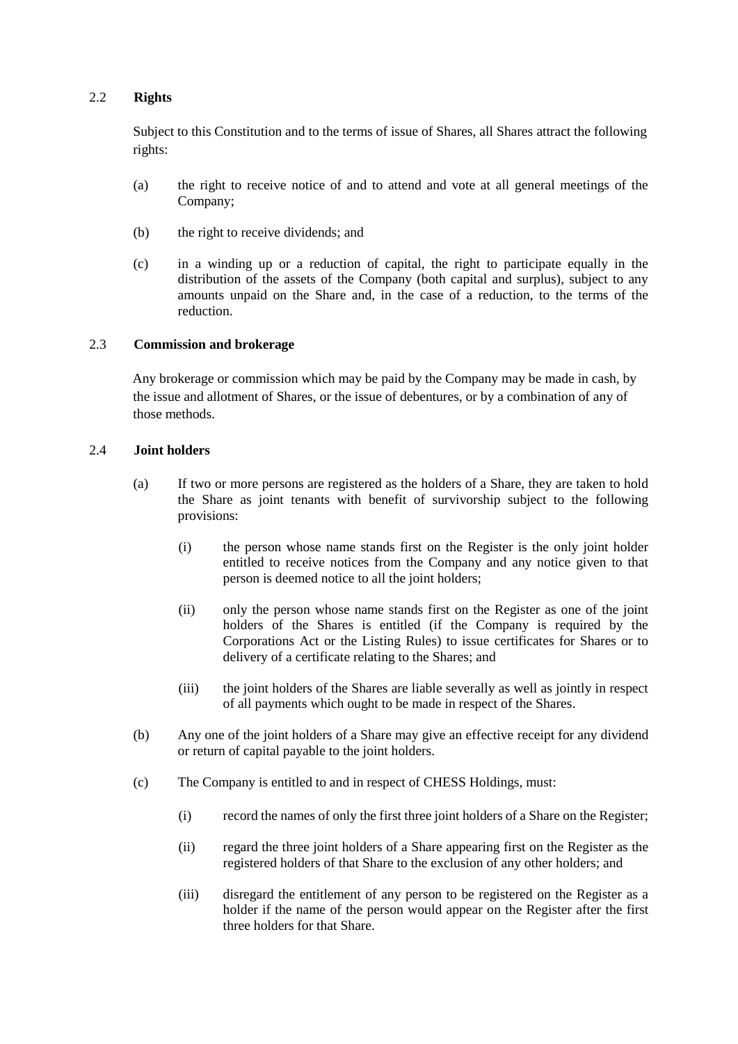## 2.2 Rights

Subject to this Constitution and to the terms of issue of Shares, all Shares attract the following rights:

(a) the right to receive notice of and to attend and vote at all general meetings of the Company;

(b) the right to receive dividends; and

(c) in a winding up or a reduction of capital, the right to participate equally in the distribution of the assets of the Company (both capital and surplus), subject to any amounts unpaid on the Share and, in the case of a reduction, to the terms of the reduction.

## 2.3 Commission and brokerage

Any brokerage or commission which may be paid by the Company may be made in cash, by the issue and allotment of Shares, or the issue of debentures, or by a combination of any of those methods.

## 2.4 Joint holders

(a) If two or more persons are registered as the holders of a Share, they are taken to hold the Share as joint tenants with benefit of survivorship subject to the following provisions:

(i) the person whose name stands first on the Register is the only joint holder entitled to receive notices from the Company and any notice given to that person is deemed notice to all the joint holders;

(ii) only the person whose name stands first on the Register as one of the joint holders of the Shares is entitled (if the Company is required by the Corporations Act or the Listing Rules) to issue certificates for Shares or to delivery of a certificate relating to the Shares; and

(iii) the joint holders of the Shares are liable severally as well as jointly in respect of all payments which ought to be made in respect of the Shares.

(b) Any one of the joint holders of a Share may give an effective receipt for any dividend or return of capital payable to the joint holders.

(c) The Company is entitled to and in respect of CHESS Holdings, must:

(i) record the names of only the first three joint holders of a Share on the Register;

(ii) regard the three joint holders of a Share appearing first on the Register as the registered holders of that Share to the exclusion of any other holders; and

(iii) disregard the entitlement of any person to be registered on the Register as a holder if the name of the person would appear on the Register after the first three holders for that Share.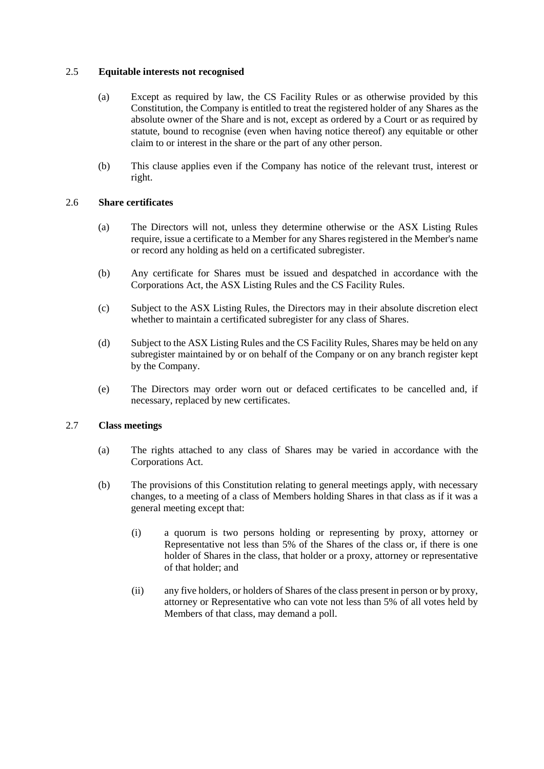### 2.5 **Equitable interests not recognised**

(a) Except as required by law, the CS Facility Rules or as otherwise provided by this Constitution, the Company is entitled to treat the registered holder of any Shares as the absolute owner of the Share and is not, except as ordered by a Court or as required by statute, bound to recognise (even when having notice thereof) any equitable or other claim to or interest in the share or the part of any other person.

(b) This clause applies even if the Company has notice of the relevant trust, interest or right.

### 2.6 **Share certificates**

(a) The Directors will not, unless they determine otherwise or the ASX Listing Rules require, issue a certificate to a Member for any Shares registered in the Member's name or record any holding as held on a certificated subregister.

(b) Any certificate for Shares must be issued and despatched in accordance with the Corporations Act, the ASX Listing Rules and the CS Facility Rules.

(c) Subject to the ASX Listing Rules, the Directors may in their absolute discretion elect whether to maintain a certificated subregister for any class of Shares.

(d) Subject to the ASX Listing Rules and the CS Facility Rules, Shares may be held on any subregister maintained by or on behalf of the Company or on any branch register kept by the Company.

(e) The Directors may order worn out or defaced certificates to be cancelled and, if necessary, replaced by new certificates.

### 2.7 **Class meetings**

(a) The rights attached to any class of Shares may be varied in accordance with the Corporations Act.

(b) The provisions of this Constitution relating to general meetings apply, with necessary changes, to a meeting of a class of Members holding Shares in that class as if it was a general meeting except that:

(i) a quorum is two persons holding or representing by proxy, attorney or Representative not less than 5% of the Shares of the class or, if there is one holder of Shares in the class, that holder or a proxy, attorney or representative of that holder; and

(ii) any five holders, or holders of Shares of the class present in person or by proxy, attorney or Representative who can vote not less than 5% of all votes held by Members of that class, may demand a poll.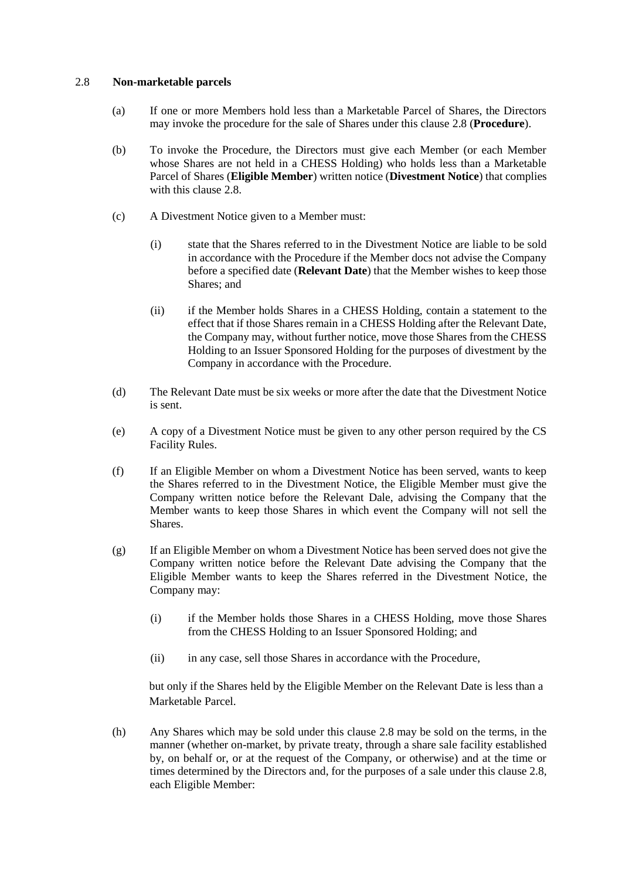### 2.8 **Non-marketable parcels**

(a) If one or more Members hold less than a Marketable Parcel of Shares, the Directors may invoke the procedure for the sale of Shares under this clause 2.8 (**Procedure**).

(b) To invoke the Procedure, the Directors must give each Member (or each Member whose Shares are not held in a CHESS Holding) who holds less than a Marketable Parcel of Shares (**Eligible Member**) written notice (**Divestment Notice**) that complies with this clause 2.8.

(c) A Divestment Notice given to a Member must:

  (i) state that the Shares referred to in the Divestment Notice are liable to be sold in accordance with the Procedure if the Member docs not advise the Company before a specified date (**Relevant Date**) that the Member wishes to keep those Shares; and

  (ii) if the Member holds Shares in a CHESS Holding, contain a statement to the effect that if those Shares remain in a CHESS Holding after the Relevant Date, the Company may, without further notice, move those Shares from the CHESS Holding to an Issuer Sponsored Holding for the purposes of divestment by the Company in accordance with the Procedure.

(d) The Relevant Date must be six weeks or more after the date that the Divestment Notice is sent.

(e) A copy of a Divestment Notice must be given to any other person required by the CS Facility Rules.

(f) If an Eligible Member on whom a Divestment Notice has been served, wants to keep the Shares referred to in the Divestment Notice, the Eligible Member must give the Company written notice before the Relevant Dale, advising the Company that the Member wants to keep those Shares in which event the Company will not sell the Shares.

(g) If an Eligible Member on whom a Divestment Notice has been served does not give the Company written notice before the Relevant Date advising the Company that the Eligible Member wants to keep the Shares referred in the Divestment Notice, the Company may:

  (i) if the Member holds those Shares in a CHESS Holding, move those Shares from the CHESS Holding to an Issuer Sponsored Holding; and

  (ii) in any case, sell those Shares in accordance with the Procedure,

  but only if the Shares held by the Eligible Member on the Relevant Date is less than a Marketable Parcel.

(h) Any Shares which may be sold under this clause 2.8 may be sold on the terms, in the manner (whether on-market, by private treaty, through a share sale facility established by, on behalf or, or at the request of the Company, or otherwise) and at the time or times determined by the Directors and, for the purposes of a sale under this clause 2.8, each Eligible Member: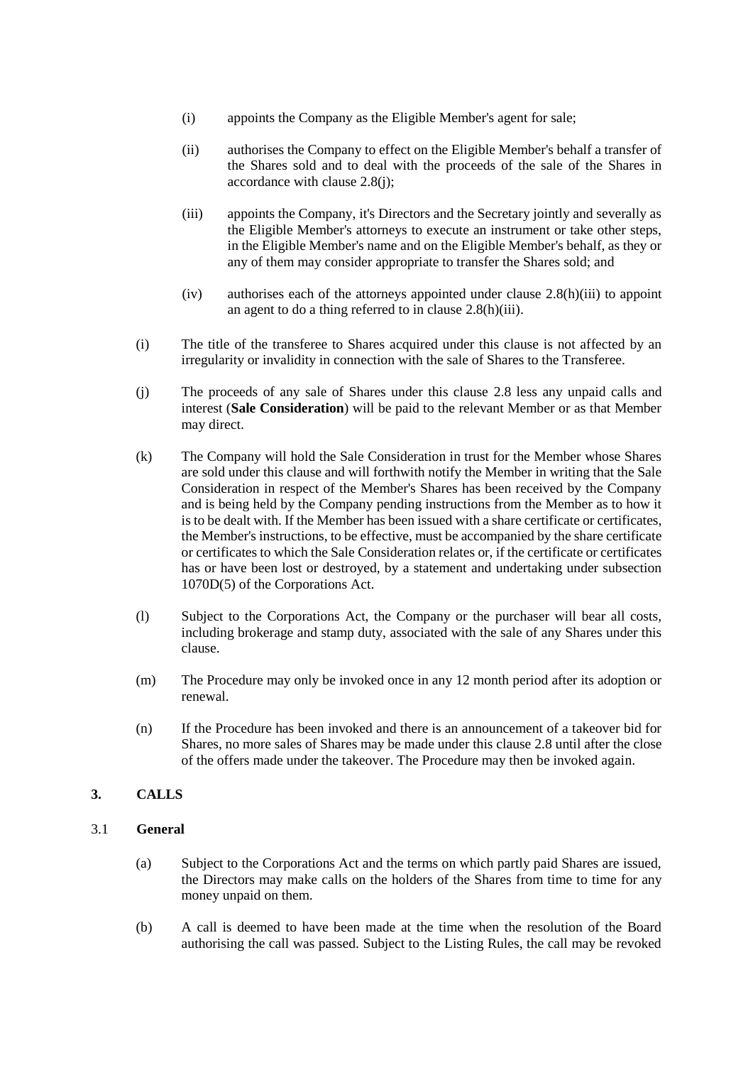(i) appoints the Company as the Eligible Member's agent for sale;

(ii) authorises the Company to effect on the Eligible Member's behalf a transfer of the Shares sold and to deal with the proceeds of the sale of the Shares in accordance with clause 2.8(j);

(iii) appoints the Company, it's Directors and the Secretary jointly and severally as the Eligible Member's attorneys to execute an instrument or take other steps, in the Eligible Member's name and on the Eligible Member's behalf, as they or any of them may consider appropriate to transfer the Shares sold; and

(iv) authorises each of the attorneys appointed under clause 2.8(h)(iii) to appoint an agent to do a thing referred to in clause 2.8(h)(iii).

(i) The title of the transferee to Shares acquired under this clause is not affected by an irregularity or invalidity in connection with the sale of Shares to the Transferee.

(j) The proceeds of any sale of Shares under this clause 2.8 less any unpaid calls and interest (**Sale Consideration**) will be paid to the relevant Member or as that Member may direct.

(k) The Company will hold the Sale Consideration in trust for the Member whose Shares are sold under this clause and will forthwith notify the Member in writing that the Sale Consideration in respect of the Member's Shares has been received by the Company and is being held by the Company pending instructions from the Member as to how it is to be dealt with. If the Member has been issued with a share certificate or certificates, the Member's instructions, to be effective, must be accompanied by the share certificate or certificates to which the Sale Consideration relates or, if the certificate or certificates has or have been lost or destroyed, by a statement and undertaking under subsection 1070D(5) of the Corporations Act.

(l) Subject to the Corporations Act, the Company or the purchaser will bear all costs, including brokerage and stamp duty, associated with the sale of any Shares under this clause.

(m) The Procedure may only be invoked once in any 12 month period after its adoption or renewal.

(n) If the Procedure has been invoked and there is an announcement of a takeover bid for Shares, no more sales of Shares may be made under this clause 2.8 until after the close of the offers made under the takeover. The Procedure may then be invoked again.

## 3. CALLS

### 3.1 General

(a) Subject to the Corporations Act and the terms on which partly paid Shares are issued, the Directors may make calls on the holders of the Shares from time to time for any money unpaid on them.

(b) A call is deemed to have been made at the time when the resolution of the Board authorising the call was passed. Subject to the Listing Rules, the call may be revoked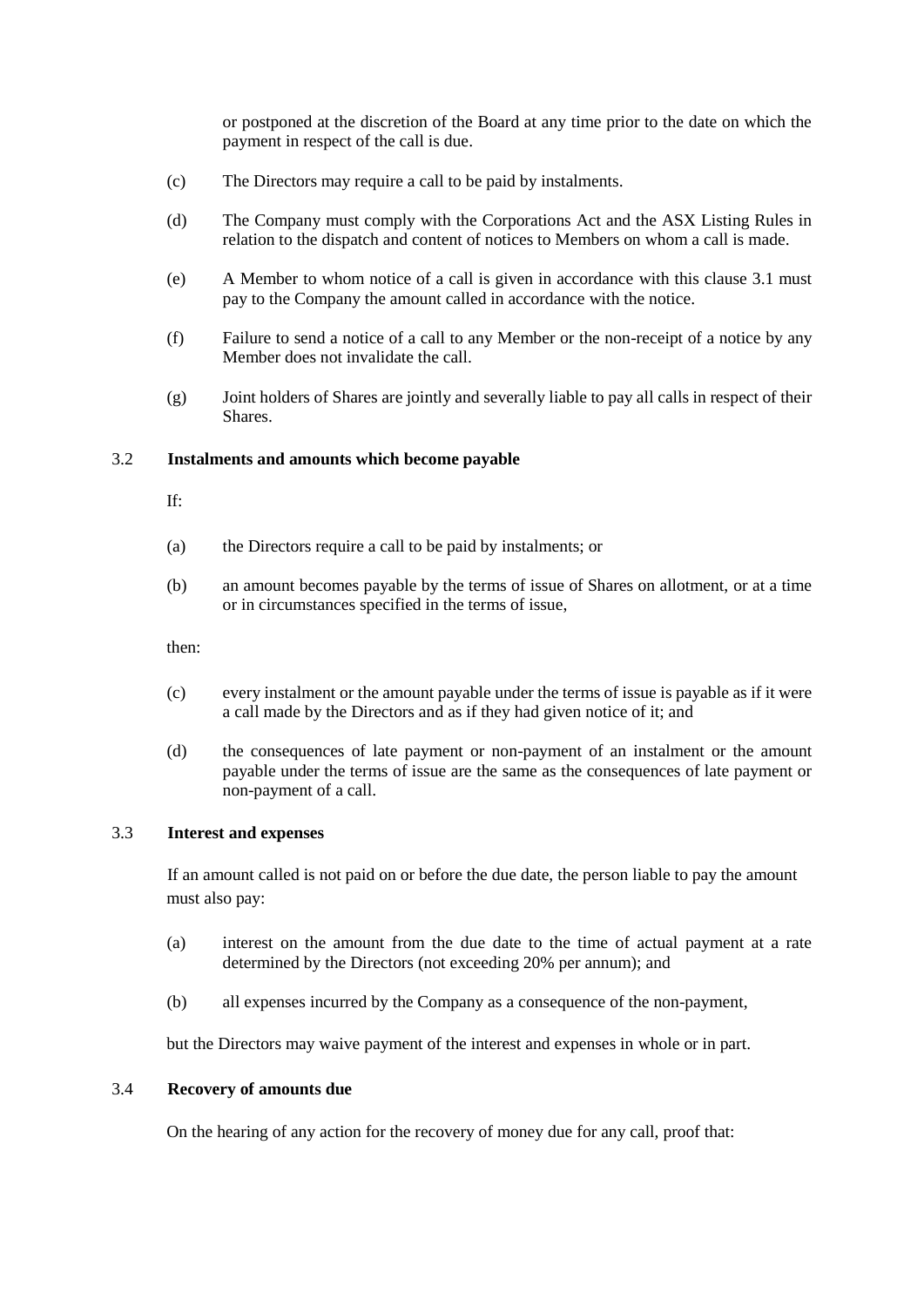or postponed at the discretion of the Board at any time prior to the date on which the payment in respect of the call is due.

(c) The Directors may require a call to be paid by instalments.

(d) The Company must comply with the Corporations Act and the ASX Listing Rules in relation to the dispatch and content of notices to Members on whom a call is made.

(e) A Member to whom notice of a call is given in accordance with this clause 3.1 must pay to the Company the amount called in accordance with the notice.

(f) Failure to send a notice of a call to any Member or the non-receipt of a notice by any Member does not invalidate the call.

(g) Joint holders of Shares are jointly and severally liable to pay all calls in respect of their Shares.

### 3.2 Instalments and amounts which become payable

If:

(a) the Directors require a call to be paid by instalments; or

(b) an amount becomes payable by the terms of issue of Shares on allotment, or at a time or in circumstances specified in the terms of issue,

then:

(c) every instalment or the amount payable under the terms of issue is payable as if it were a call made by the Directors and as if they had given notice of it; and

(d) the consequences of late payment or non-payment of an instalment or the amount payable under the terms of issue are the same as the consequences of late payment or non-payment of a call.

### 3.3 Interest and expenses

If an amount called is not paid on or before the due date, the person liable to pay the amount must also pay:

(a) interest on the amount from the due date to the time of actual payment at a rate determined by the Directors (not exceeding 20% per annum); and

(b) all expenses incurred by the Company as a consequence of the non-payment,

but the Directors may waive payment of the interest and expenses in whole or in part.

### 3.4 Recovery of amounts due

On the hearing of any action for the recovery of money due for any call, proof that: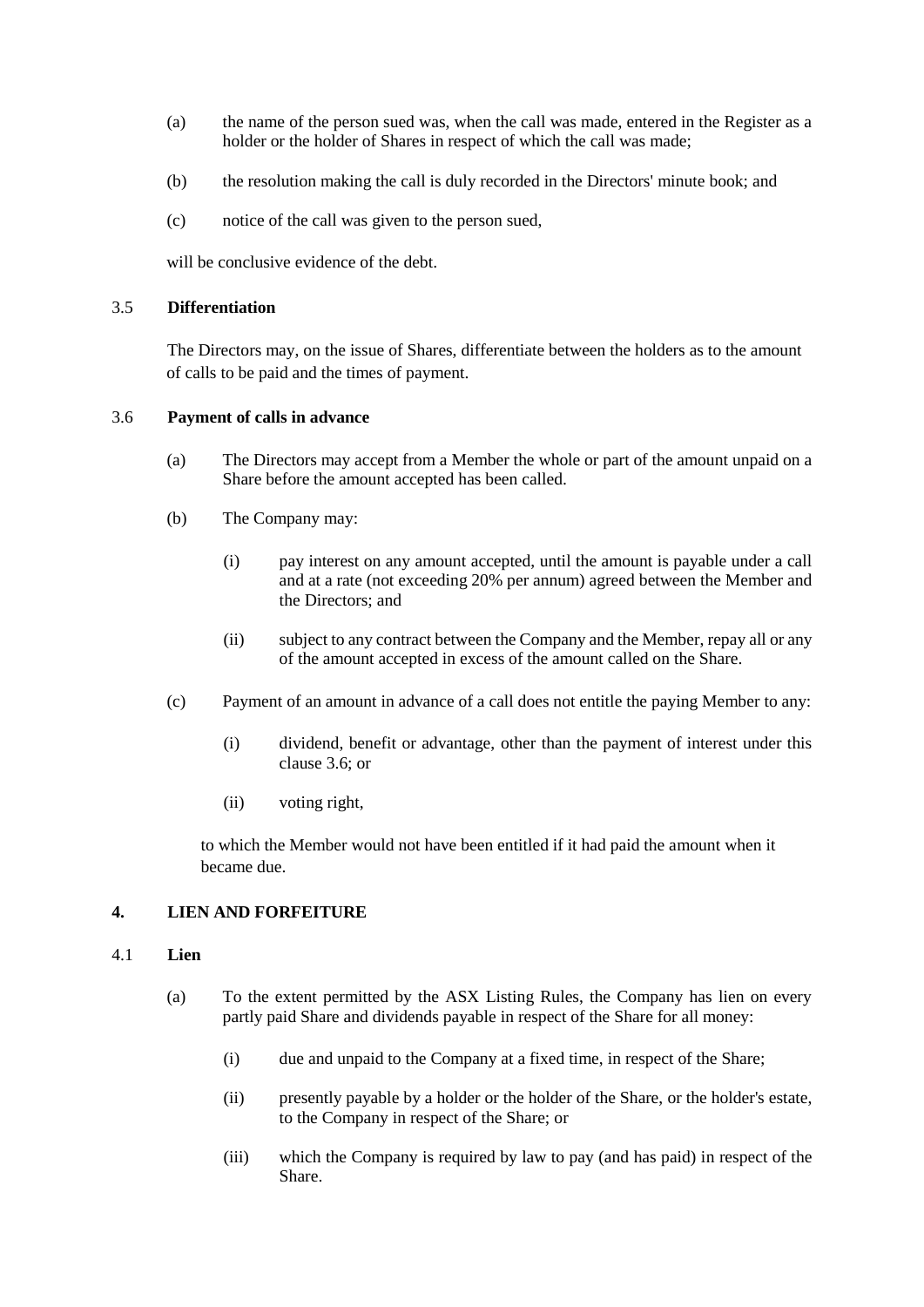(a) the name of the person sued was, when the call was made, entered in the Register as a holder or the holder of Shares in respect of which the call was made;

(b) the resolution making the call is duly recorded in the Directors' minute book; and

(c) notice of the call was given to the person sued,

will be conclusive evidence of the debt.

### 3.5 **Differentiation**

The Directors may, on the issue of Shares, differentiate between the holders as to the amount of calls to be paid and the times of payment.

### 3.6 **Payment of calls in advance**

(a) The Directors may accept from a Member the whole or part of the amount unpaid on a Share before the amount accepted has been called.

(b) The Company may:

  (i) pay interest on any amount accepted, until the amount is payable under a call and at a rate (not exceeding 20% per annum) agreed between the Member and the Directors; and

  (ii) subject to any contract between the Company and the Member, repay all or any of the amount accepted in excess of the amount called on the Share.

(c) Payment of an amount in advance of a call does not entitle the paying Member to any:

  (i) dividend, benefit or advantage, other than the payment of interest under this clause 3.6; or

  (ii) voting right,

to which the Member would not have been entitled if it had paid the amount when it became due.

## 4. **LIEN AND FORFEITURE**

### 4.1 **Lien**

(a) To the extent permitted by the ASX Listing Rules, the Company has lien on every partly paid Share and dividends payable in respect of the Share for all money:

  (i) due and unpaid to the Company at a fixed time, in respect of the Share;

  (ii) presently payable by a holder or the holder of the Share, or the holder's estate, to the Company in respect of the Share; or

  (iii) which the Company is required by law to pay (and has paid) in respect of the Share.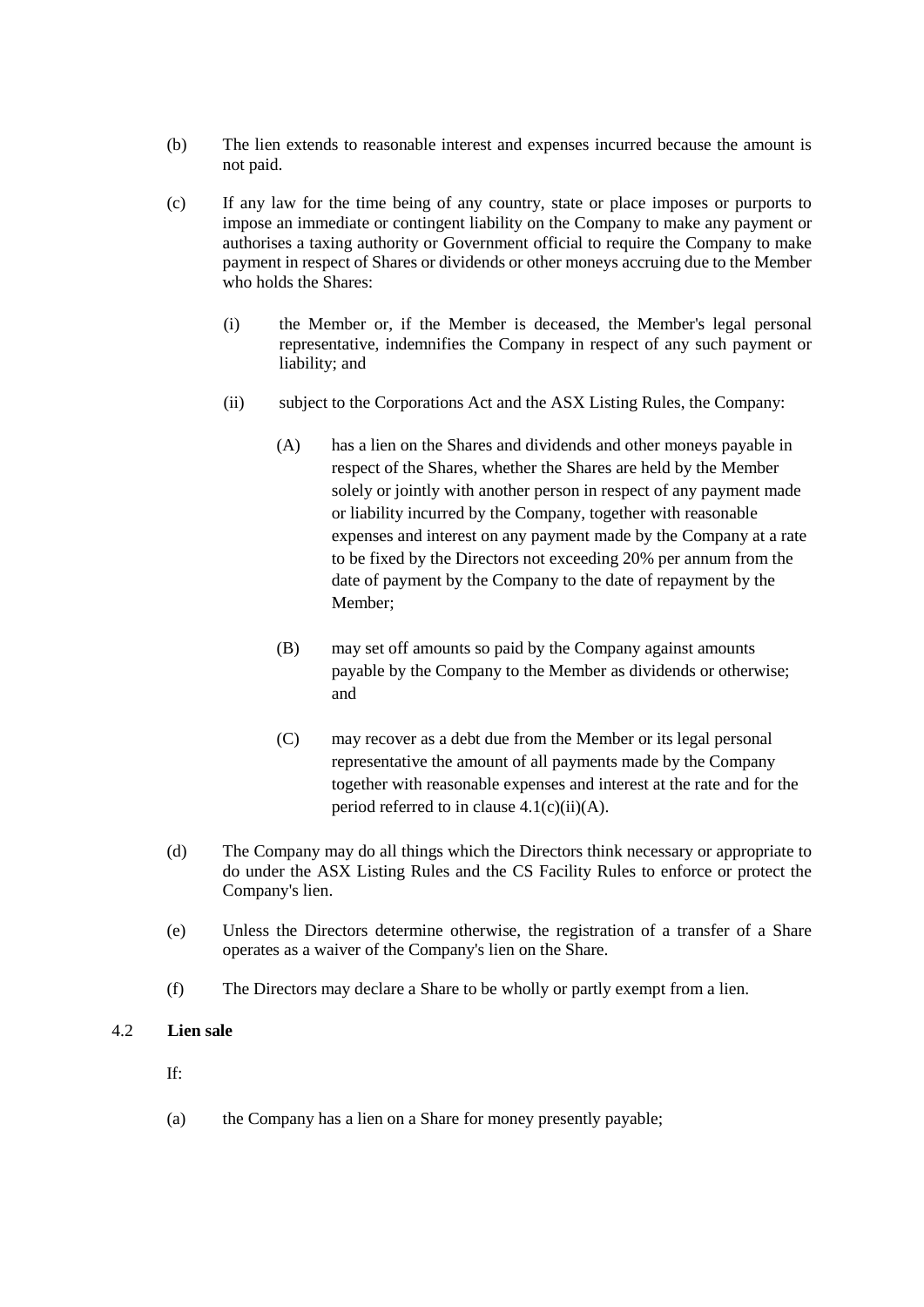(b) The lien extends to reasonable interest and expenses incurred because the amount is not paid.

(c) If any law for the time being of any country, state or place imposes or purports to impose an immediate or contingent liability on the Company to make any payment or authorises a taxing authority or Government official to require the Company to make payment in respect of Shares or dividends or other moneys accruing due to the Member who holds the Shares:

  (i) the Member or, if the Member is deceased, the Member's legal personal representative, indemnifies the Company in respect of any such payment or liability; and

  (ii) subject to the Corporations Act and the ASX Listing Rules, the Company:

    (A) has a lien on the Shares and dividends and other moneys payable in respect of the Shares, whether the Shares are held by the Member solely or jointly with another person in respect of any payment made or liability incurred by the Company, together with reasonable expenses and interest on any payment made by the Company at a rate to be fixed by the Directors not exceeding 20% per annum from the date of payment by the Company to the date of repayment by the Member;

    (B) may set off amounts so paid by the Company against amounts payable by the Company to the Member as dividends or otherwise; and

    (C) may recover as a debt due from the Member or its legal personal representative the amount of all payments made by the Company together with reasonable expenses and interest at the rate and for the period referred to in clause 4.1(c)(ii)(A).

(d) The Company may do all things which the Directors think necessary or appropriate to do under the ASX Listing Rules and the CS Facility Rules to enforce or protect the Company's lien.

(e) Unless the Directors determine otherwise, the registration of a transfer of a Share operates as a waiver of the Company's lien on the Share.

(f) The Directors may declare a Share to be wholly or partly exempt from a lien.

## 4.2 Lien sale

If:

(a) the Company has a lien on a Share for money presently payable;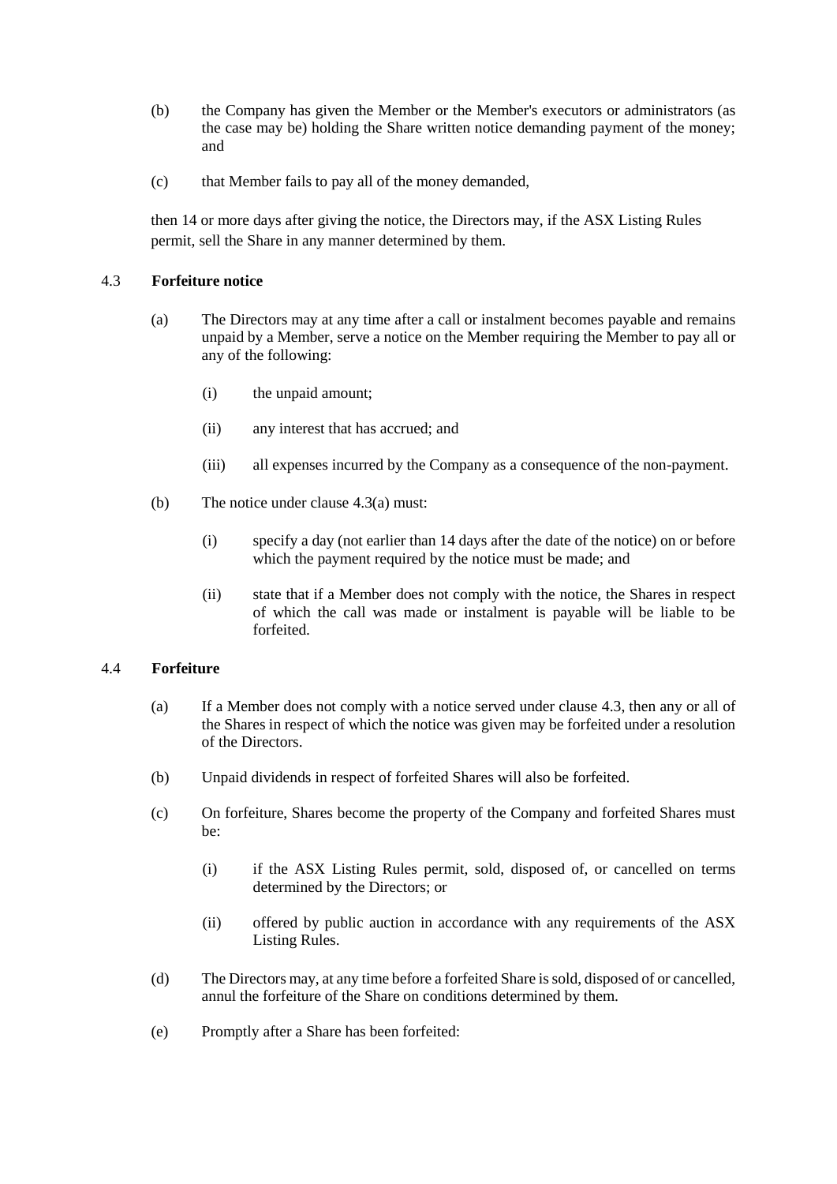(b) the Company has given the Member or the Member's executors or administrators (as the case may be) holding the Share written notice demanding payment of the money; and

(c) that Member fails to pay all of the money demanded,

then 14 or more days after giving the notice, the Directors may, if the ASX Listing Rules permit, sell the Share in any manner determined by them.

### 4.3 Forfeiture notice

(a) The Directors may at any time after a call or instalment becomes payable and remains unpaid by a Member, serve a notice on the Member requiring the Member to pay all or any of the following:

  (i) the unpaid amount;

  (ii) any interest that has accrued; and

  (iii) all expenses incurred by the Company as a consequence of the non-payment.

(b) The notice under clause 4.3(a) must:

  (i) specify a day (not earlier than 14 days after the date of the notice) on or before which the payment required by the notice must be made; and

  (ii) state that if a Member does not comply with the notice, the Shares in respect of which the call was made or instalment is payable will be liable to be forfeited.

### 4.4 Forfeiture

(a) If a Member does not comply with a notice served under clause 4.3, then any or all of the Shares in respect of which the notice was given may be forfeited under a resolution of the Directors.

(b) Unpaid dividends in respect of forfeited Shares will also be forfeited.

(c) On forfeiture, Shares become the property of the Company and forfeited Shares must be:

  (i) if the ASX Listing Rules permit, sold, disposed of, or cancelled on terms determined by the Directors; or

  (ii) offered by public auction in accordance with any requirements of the ASX Listing Rules.

(d) The Directors may, at any time before a forfeited Share is sold, disposed of or cancelled, annul the forfeiture of the Share on conditions determined by them.

(e) Promptly after a Share has been forfeited: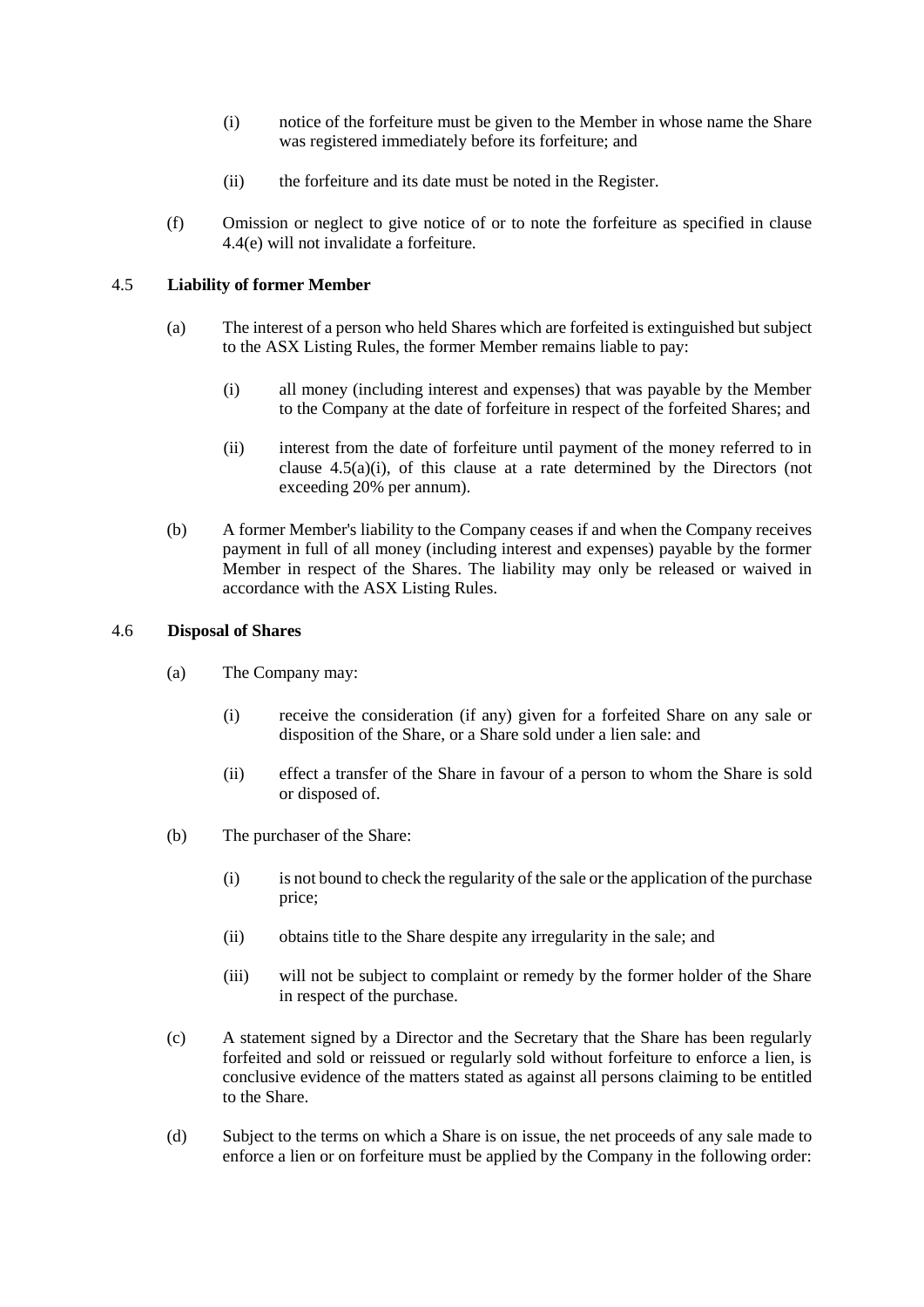(i) notice of the forfeiture must be given to the Member in whose name the Share was registered immediately before its forfeiture; and

(ii) the forfeiture and its date must be noted in the Register.

(f) Omission or neglect to give notice of or to note the forfeiture as specified in clause 4.4(e) will not invalidate a forfeiture.

### 4.5 Liability of former Member

(a) The interest of a person who held Shares which are forfeited is extinguished but subject to the ASX Listing Rules, the former Member remains liable to pay:

(i) all money (including interest and expenses) that was payable by the Member to the Company at the date of forfeiture in respect of the forfeited Shares; and

(ii) interest from the date of forfeiture until payment of the money referred to in clause 4.5(a)(i), of this clause at a rate determined by the Directors (not exceeding 20% per annum).

(b) A former Member's liability to the Company ceases if and when the Company receives payment in full of all money (including interest and expenses) payable by the former Member in respect of the Shares. The liability may only be released or waived in accordance with the ASX Listing Rules.

### 4.6 Disposal of Shares

(a) The Company may:

(i) receive the consideration (if any) given for a forfeited Share on any sale or disposition of the Share, or a Share sold under a lien sale: and

(ii) effect a transfer of the Share in favour of a person to whom the Share is sold or disposed of.

(b) The purchaser of the Share:

(i) is not bound to check the regularity of the sale or the application of the purchase price;

(ii) obtains title to the Share despite any irregularity in the sale; and

(iii) will not be subject to complaint or remedy by the former holder of the Share in respect of the purchase.

(c) A statement signed by a Director and the Secretary that the Share has been regularly forfeited and sold or reissued or regularly sold without forfeiture to enforce a lien, is conclusive evidence of the matters stated as against all persons claiming to be entitled to the Share.

(d) Subject to the terms on which a Share is on issue, the net proceeds of any sale made to enforce a lien or on forfeiture must be applied by the Company in the following order: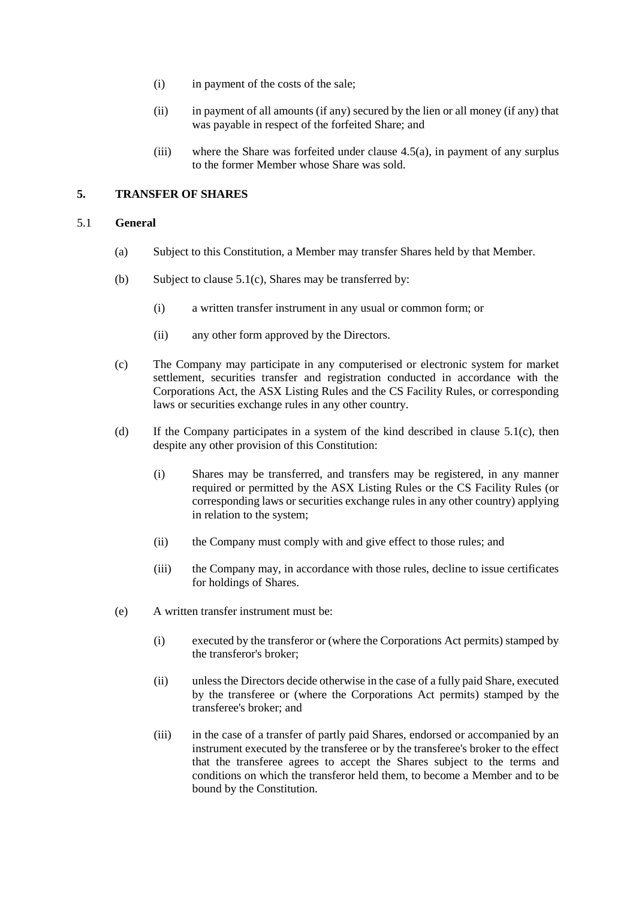(i) in payment of the costs of the sale;

(ii) in payment of all amounts (if any) secured by the lien or all money (if any) that was payable in respect of the forfeited Share; and

(iii) where the Share was forfeited under clause 4.5(a), in payment of any surplus to the former Member whose Share was sold.

## 5. TRANSFER OF SHARES

### 5.1 General

(a) Subject to this Constitution, a Member may transfer Shares held by that Member.

(b) Subject to clause 5.1(c), Shares may be transferred by:

(i) a written transfer instrument in any usual or common form; or

(ii) any other form approved by the Directors.

(c) The Company may participate in any computerised or electronic system for market settlement, securities transfer and registration conducted in accordance with the Corporations Act, the ASX Listing Rules and the CS Facility Rules, or corresponding laws or securities exchange rules in any other country.

(d) If the Company participates in a system of the kind described in clause 5.1(c), then despite any other provision of this Constitution:

(i) Shares may be transferred, and transfers may be registered, in any manner required or permitted by the ASX Listing Rules or the CS Facility Rules (or corresponding laws or securities exchange rules in any other country) applying in relation to the system;

(ii) the Company must comply with and give effect to those rules; and

(iii) the Company may, in accordance with those rules, decline to issue certificates for holdings of Shares.

(e) A written transfer instrument must be:

(i) executed by the transferor or (where the Corporations Act permits) stamped by the transferor's broker;

(ii) unless the Directors decide otherwise in the case of a fully paid Share, executed by the transferee or (where the Corporations Act permits) stamped by the transferee's broker; and

(iii) in the case of a transfer of partly paid Shares, endorsed or accompanied by an instrument executed by the transferee or by the transferee's broker to the effect that the transferee agrees to accept the Shares subject to the terms and conditions on which the transferor held them, to become a Member and to be bound by the Constitution.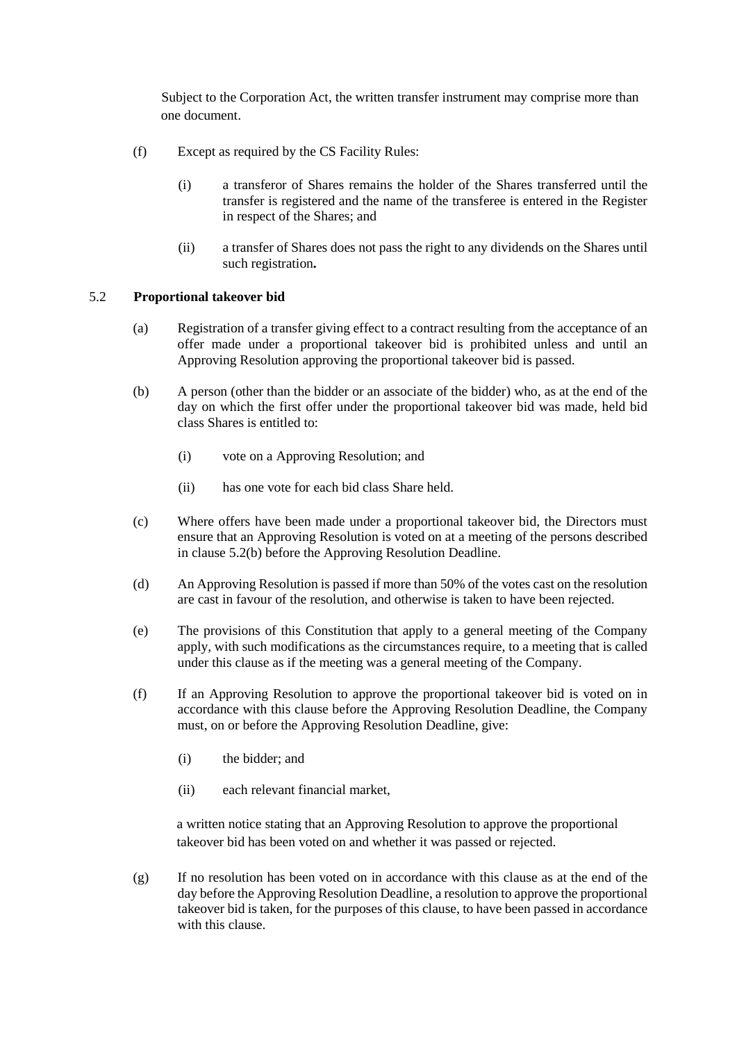Subject to the Corporation Act, the written transfer instrument may comprise more than one document.

(f) Except as required by the CS Facility Rules:

(i) a transferor of Shares remains the holder of the Shares transferred until the transfer is registered and the name of the transferee is entered in the Register in respect of the Shares; and

(ii) a transfer of Shares does not pass the right to any dividends on the Shares until such registration**.**

### 5.2 Proportional takeover bid

(a) Registration of a transfer giving effect to a contract resulting from the acceptance of an offer made under a proportional takeover bid is prohibited unless and until an Approving Resolution approving the proportional takeover bid is passed.

(b) A person (other than the bidder or an associate of the bidder) who, as at the end of the day on which the first offer under the proportional takeover bid was made, held bid class Shares is entitled to:

(i) vote on a Approving Resolution; and

(ii) has one vote for each bid class Share held.

(c) Where offers have been made under a proportional takeover bid, the Directors must ensure that an Approving Resolution is voted on at a meeting of the persons described in clause 5.2(b) before the Approving Resolution Deadline.

(d) An Approving Resolution is passed if more than 50% of the votes cast on the resolution are cast in favour of the resolution, and otherwise is taken to have been rejected.

(e) The provisions of this Constitution that apply to a general meeting of the Company apply, with such modifications as the circumstances require, to a meeting that is called under this clause as if the meeting was a general meeting of the Company.

(f) If an Approving Resolution to approve the proportional takeover bid is voted on in accordance with this clause before the Approving Resolution Deadline, the Company must, on or before the Approving Resolution Deadline, give:

(i) the bidder; and

(ii) each relevant financial market,

a written notice stating that an Approving Resolution to approve the proportional takeover bid has been voted on and whether it was passed or rejected.

(g) If no resolution has been voted on in accordance with this clause as at the end of the day before the Approving Resolution Deadline, a resolution to approve the proportional takeover bid is taken, for the purposes of this clause, to have been passed in accordance with this clause.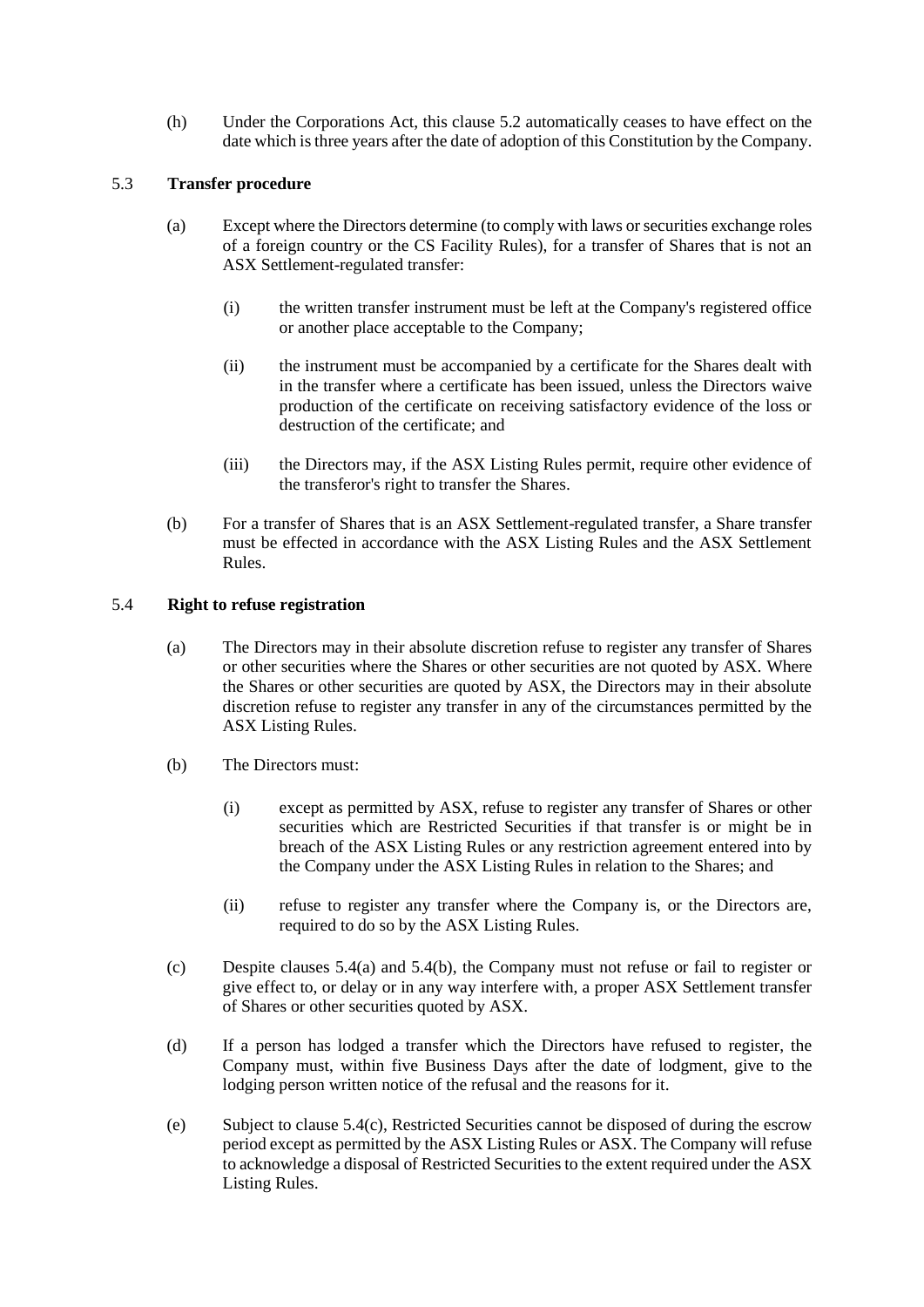(h) Under the Corporations Act, this clause 5.2 automatically ceases to have effect on the date which is three years after the date of adoption of this Constitution by the Company.

### 5.3 **Transfer procedure**

(a) Except where the Directors determine (to comply with laws or securities exchange roles of a foreign country or the CS Facility Rules), for a transfer of Shares that is not an ASX Settlement-regulated transfer:

(i) the written transfer instrument must be left at the Company's registered office or another place acceptable to the Company;

(ii) the instrument must be accompanied by a certificate for the Shares dealt with in the transfer where a certificate has been issued, unless the Directors waive production of the certificate on receiving satisfactory evidence of the loss or destruction of the certificate; and

(iii) the Directors may, if the ASX Listing Rules permit, require other evidence of the transferor's right to transfer the Shares.

(b) For a transfer of Shares that is an ASX Settlement-regulated transfer, a Share transfer must be effected in accordance with the ASX Listing Rules and the ASX Settlement Rules.

### 5.4 **Right to refuse registration**

(a) The Directors may in their absolute discretion refuse to register any transfer of Shares or other securities where the Shares or other securities are not quoted by ASX. Where the Shares or other securities are quoted by ASX, the Directors may in their absolute discretion refuse to register any transfer in any of the circumstances permitted by the ASX Listing Rules.

(b) The Directors must:

(i) except as permitted by ASX, refuse to register any transfer of Shares or other securities which are Restricted Securities if that transfer is or might be in breach of the ASX Listing Rules or any restriction agreement entered into by the Company under the ASX Listing Rules in relation to the Shares; and

(ii) refuse to register any transfer where the Company is, or the Directors are, required to do so by the ASX Listing Rules.

(c) Despite clauses 5.4(a) and 5.4(b), the Company must not refuse or fail to register or give effect to, or delay or in any way interfere with, a proper ASX Settlement transfer of Shares or other securities quoted by ASX.

(d) If a person has lodged a transfer which the Directors have refused to register, the Company must, within five Business Days after the date of lodgment, give to the lodging person written notice of the refusal and the reasons for it.

(e) Subject to clause 5.4(c), Restricted Securities cannot be disposed of during the escrow period except as permitted by the ASX Listing Rules or ASX. The Company will refuse to acknowledge a disposal of Restricted Securities to the extent required under the ASX Listing Rules.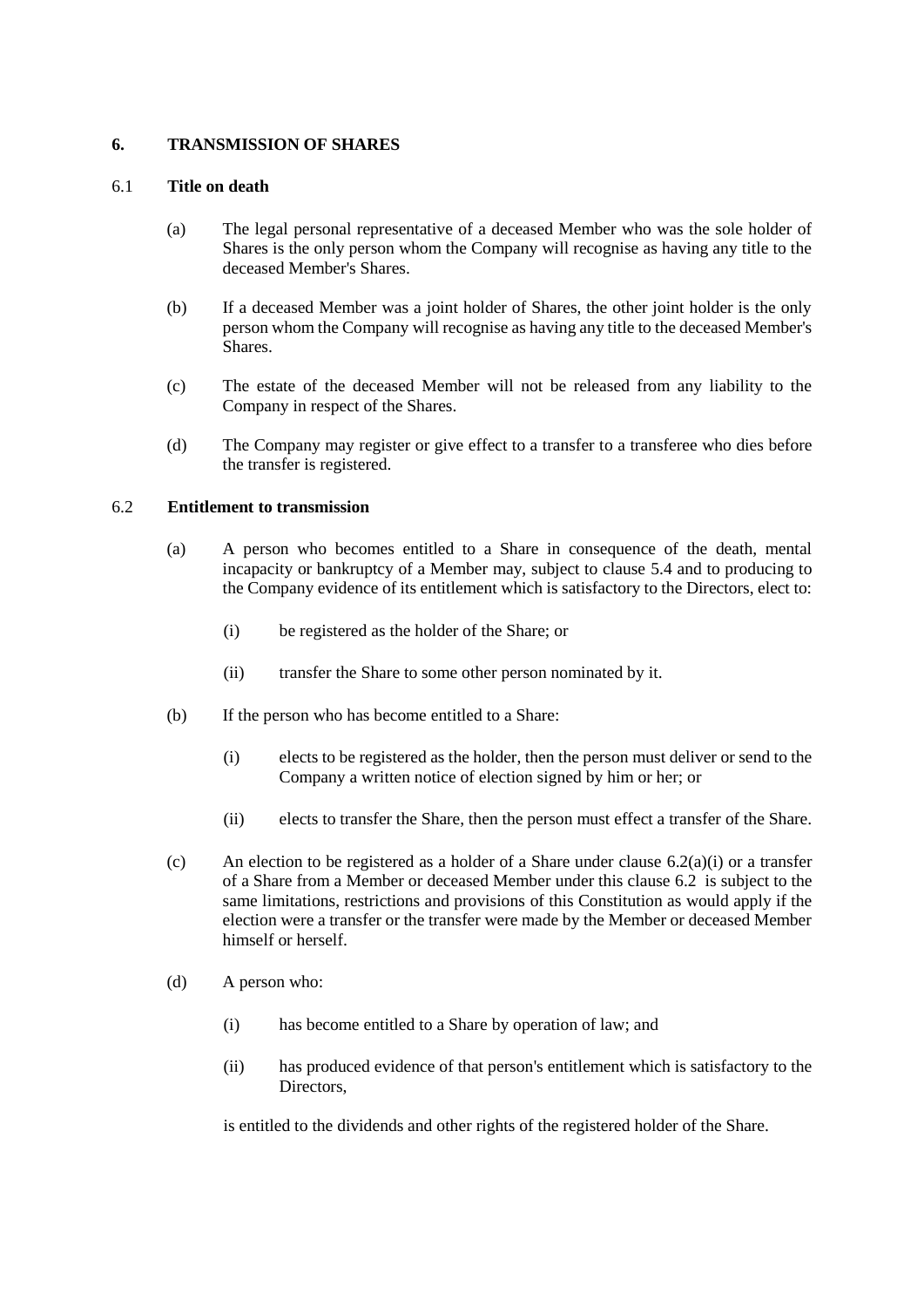## 6. TRANSMISSION OF SHARES

### 6.1 Title on death

(a) The legal personal representative of a deceased Member who was the sole holder of Shares is the only person whom the Company will recognise as having any title to the deceased Member's Shares.

(b) If a deceased Member was a joint holder of Shares, the other joint holder is the only person whom the Company will recognise as having any title to the deceased Member's Shares.

(c) The estate of the deceased Member will not be released from any liability to the Company in respect of the Shares.

(d) The Company may register or give effect to a transfer to a transferee who dies before the transfer is registered.

### 6.2 Entitlement to transmission

(a) A person who becomes entitled to a Share in consequence of the death, mental incapacity or bankruptcy of a Member may, subject to clause 5.4 and to producing to the Company evidence of its entitlement which is satisfactory to the Directors, elect to:

  (i) be registered as the holder of the Share; or

  (ii) transfer the Share to some other person nominated by it.

(b) If the person who has become entitled to a Share:

  (i) elects to be registered as the holder, then the person must deliver or send to the Company a written notice of election signed by him or her; or

  (ii) elects to transfer the Share, then the person must effect a transfer of the Share.

(c) An election to be registered as a holder of a Share under clause 6.2(a)(i) or a transfer of a Share from a Member or deceased Member under this clause 6.2 is subject to the same limitations, restrictions and provisions of this Constitution as would apply if the election were a transfer or the transfer were made by the Member or deceased Member himself or herself.

(d) A person who:

  (i) has become entitled to a Share by operation of law; and

  (ii) has produced evidence of that person's entitlement which is satisfactory to the Directors,

is entitled to the dividends and other rights of the registered holder of the Share.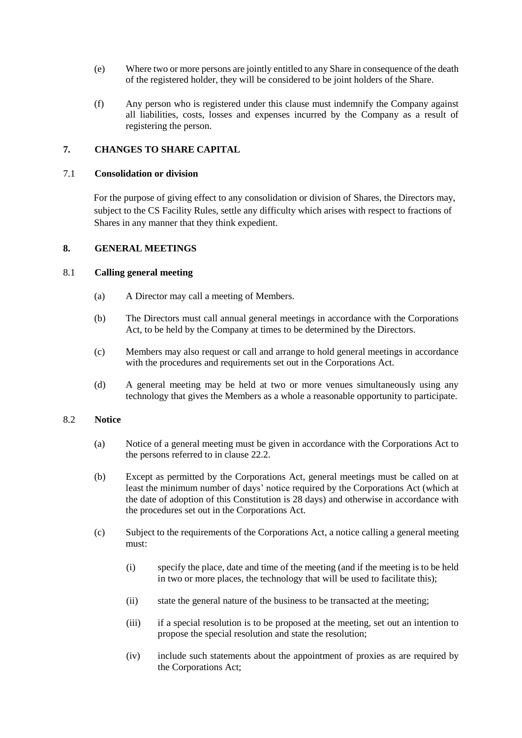(e) Where two or more persons are jointly entitled to any Share in consequence of the death of the registered holder, they will be considered to be joint holders of the Share.

(f) Any person who is registered under this clause must indemnify the Company against all liabilities, costs, losses and expenses incurred by the Company as a result of registering the person.

## 7. CHANGES TO SHARE CAPITAL

### 7.1 Consolidation or division

For the purpose of giving effect to any consolidation or division of Shares, the Directors may, subject to the CS Facility Rules, settle any difficulty which arises with respect to fractions of Shares in any manner that they think expedient.

## 8. GENERAL MEETINGS

### 8.1 Calling general meeting

(a) A Director may call a meeting of Members.

(b) The Directors must call annual general meetings in accordance with the Corporations Act, to be held by the Company at times to be determined by the Directors.

(c) Members may also request or call and arrange to hold general meetings in accordance with the procedures and requirements set out in the Corporations Act.

(d) A general meeting may be held at two or more venues simultaneously using any technology that gives the Members as a whole a reasonable opportunity to participate.

### 8.2 Notice

(a) Notice of a general meeting must be given in accordance with the Corporations Act to the persons referred to in clause 22.2.

(b) Except as permitted by the Corporations Act, general meetings must be called on at least the minimum number of days' notice required by the Corporations Act (which at the date of adoption of this Constitution is 28 days) and otherwise in accordance with the procedures set out in the Corporations Act.

(c) Subject to the requirements of the Corporations Act, a notice calling a general meeting must:

(i) specify the place, date and time of the meeting (and if the meeting is to be held in two or more places, the technology that will be used to facilitate this);

(ii) state the general nature of the business to be transacted at the meeting;

(iii) if a special resolution is to be proposed at the meeting, set out an intention to propose the special resolution and state the resolution;

(iv) include such statements about the appointment of proxies as are required by the Corporations Act;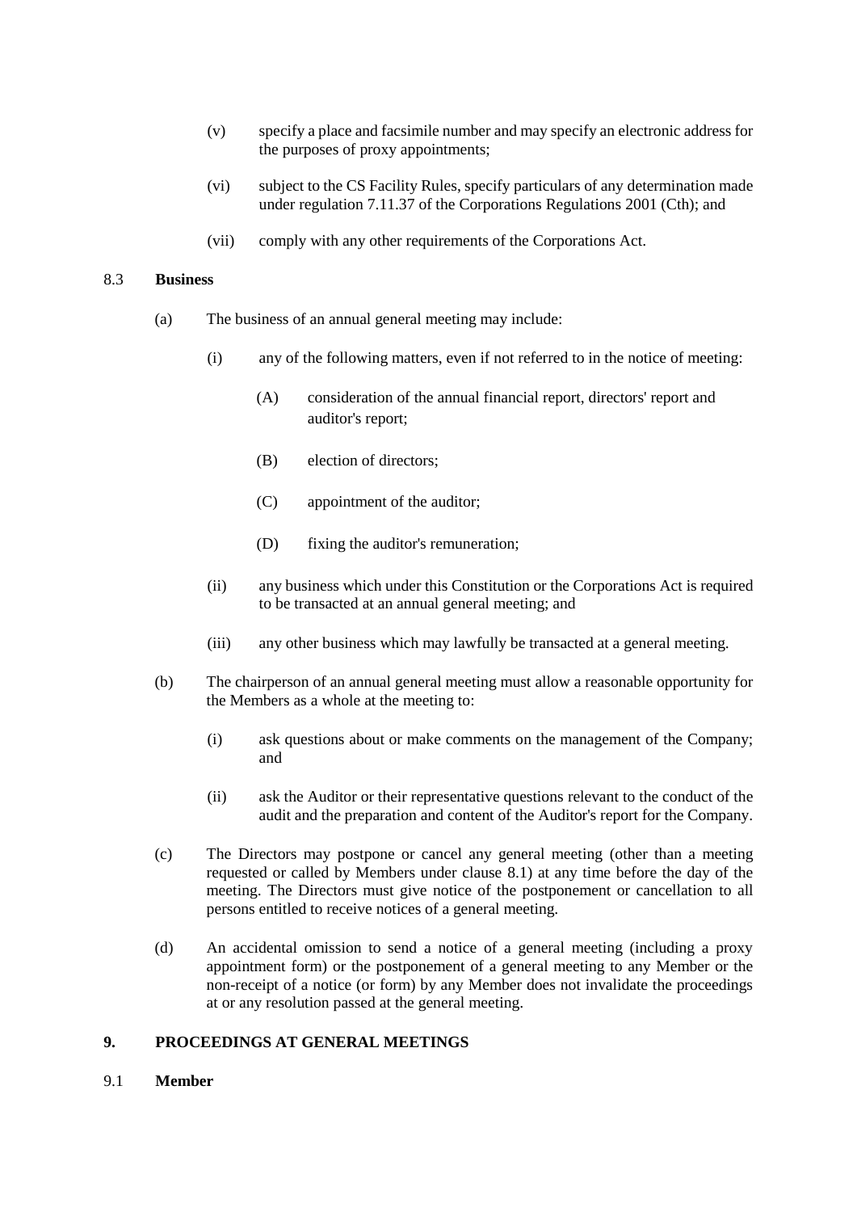(v) specify a place and facsimile number and may specify an electronic address for the purposes of proxy appointments;

(vi) subject to the CS Facility Rules, specify particulars of any determination made under regulation 7.11.37 of the Corporations Regulations 2001 (Cth); and

(vii) comply with any other requirements of the Corporations Act.

### 8.3 Business

(a) The business of an annual general meeting may include:

(i) any of the following matters, even if not referred to in the notice of meeting:

(A) consideration of the annual financial report, directors' report and auditor's report;

(B) election of directors;

(C) appointment of the auditor;

(D) fixing the auditor's remuneration;

(ii) any business which under this Constitution or the Corporations Act is required to be transacted at an annual general meeting; and

(iii) any other business which may lawfully be transacted at a general meeting.

(b) The chairperson of an annual general meeting must allow a reasonable opportunity for the Members as a whole at the meeting to:

(i) ask questions about or make comments on the management of the Company; and

(ii) ask the Auditor or their representative questions relevant to the conduct of the audit and the preparation and content of the Auditor's report for the Company.

(c) The Directors may postpone or cancel any general meeting (other than a meeting requested or called by Members under clause 8.1) at any time before the day of the meeting. The Directors must give notice of the postponement or cancellation to all persons entitled to receive notices of a general meeting.

(d) An accidental omission to send a notice of a general meeting (including a proxy appointment form) or the postponement of a general meeting to any Member or the non-receipt of a notice (or form) by any Member does not invalidate the proceedings at or any resolution passed at the general meeting.

## 9. PROCEEDINGS AT GENERAL MEETINGS

### 9.1 Member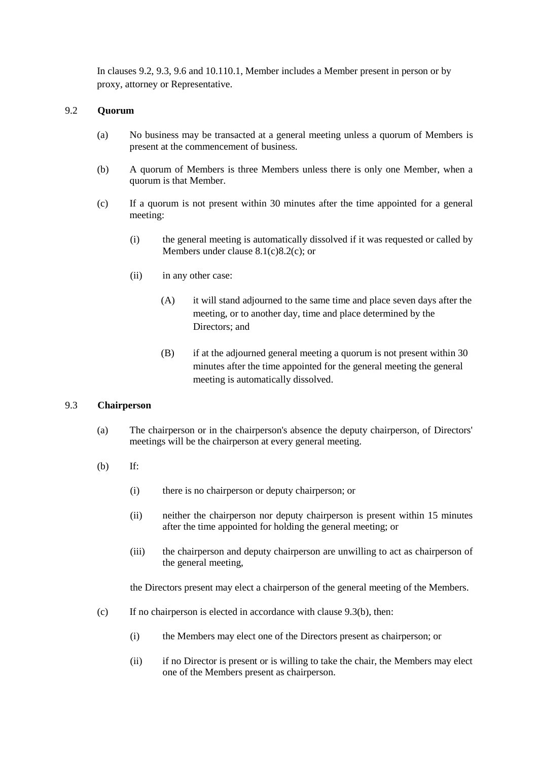In clauses 9.2, 9.3, 9.6 and 10.110.1, Member includes a Member present in person or by proxy, attorney or Representative.

## 9.2 Quorum

(a) No business may be transacted at a general meeting unless a quorum of Members is present at the commencement of business.

(b) A quorum of Members is three Members unless there is only one Member, when a quorum is that Member.

(c) If a quorum is not present within 30 minutes after the time appointed for a general meeting:

(i) the general meeting is automatically dissolved if it was requested or called by Members under clause 8.1(c)8.2(c); or

(ii) in any other case:

(A) it will stand adjourned to the same time and place seven days after the meeting, or to another day, time and place determined by the Directors; and

(B) if at the adjourned general meeting a quorum is not present within 30 minutes after the time appointed for the general meeting the general meeting is automatically dissolved.

## 9.3 Chairperson

(a) The chairperson or in the chairperson's absence the deputy chairperson, of Directors' meetings will be the chairperson at every general meeting.

(b) If:

(i) there is no chairperson or deputy chairperson; or

(ii) neither the chairperson nor deputy chairperson is present within 15 minutes after the time appointed for holding the general meeting; or

(iii) the chairperson and deputy chairperson are unwilling to act as chairperson of the general meeting,

the Directors present may elect a chairperson of the general meeting of the Members.

(c) If no chairperson is elected in accordance with clause 9.3(b), then:

(i) the Members may elect one of the Directors present as chairperson; or

(ii) if no Director is present or is willing to take the chair, the Members may elect one of the Members present as chairperson.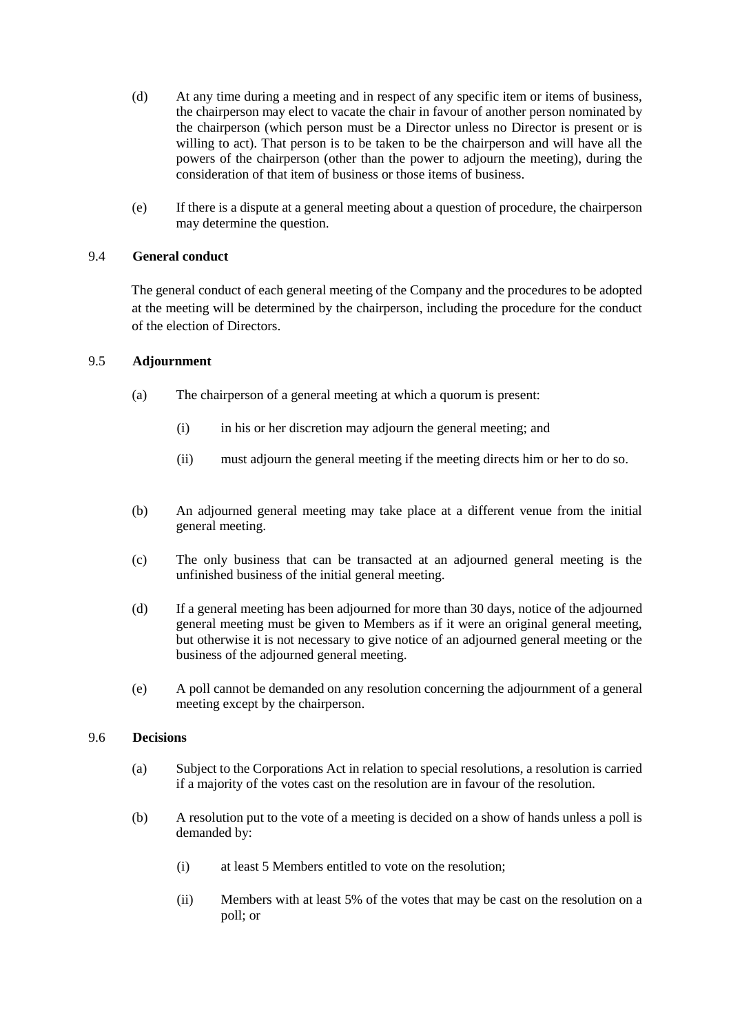(d) At any time during a meeting and in respect of any specific item or items of business, the chairperson may elect to vacate the chair in favour of another person nominated by the chairperson (which person must be a Director unless no Director is present or is willing to act). That person is to be taken to be the chairperson and will have all the powers of the chairperson (other than the power to adjourn the meeting), during the consideration of that item of business or those items of business.

(e) If there is a dispute at a general meeting about a question of procedure, the chairperson may determine the question.

### 9.4 General conduct

The general conduct of each general meeting of the Company and the procedures to be adopted at the meeting will be determined by the chairperson, including the procedure for the conduct of the election of Directors.

### 9.5 Adjournment

(a) The chairperson of a general meeting at which a quorum is present:

(i) in his or her discretion may adjourn the general meeting; and

(ii) must adjourn the general meeting if the meeting directs him or her to do so.

(b) An adjourned general meeting may take place at a different venue from the initial general meeting.

(c) The only business that can be transacted at an adjourned general meeting is the unfinished business of the initial general meeting.

(d) If a general meeting has been adjourned for more than 30 days, notice of the adjourned general meeting must be given to Members as if it were an original general meeting, but otherwise it is not necessary to give notice of an adjourned general meeting or the business of the adjourned general meeting.

(e) A poll cannot be demanded on any resolution concerning the adjournment of a general meeting except by the chairperson.

### 9.6 Decisions

(a) Subject to the Corporations Act in relation to special resolutions, a resolution is carried if a majority of the votes cast on the resolution are in favour of the resolution.

(b) A resolution put to the vote of a meeting is decided on a show of hands unless a poll is demanded by:

(i) at least 5 Members entitled to vote on the resolution;

(ii) Members with at least 5% of the votes that may be cast on the resolution on a poll; or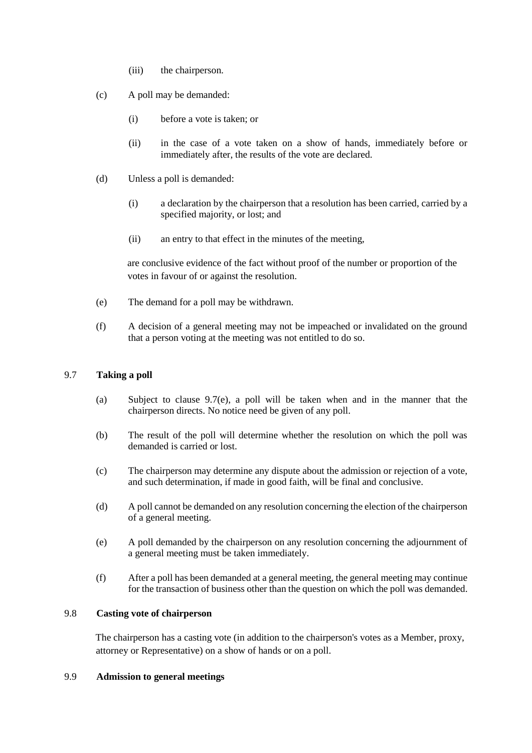(iii) the chairperson.

(c) A poll may be demanded:

   (i) before a vote is taken; or

   (ii) in the case of a vote taken on a show of hands, immediately before or immediately after, the results of the vote are declared.

(d) Unless a poll is demanded:

   (i) a declaration by the chairperson that a resolution has been carried, carried by a specified majority, or lost; and

   (ii) an entry to that effect in the minutes of the meeting,

   are conclusive evidence of the fact without proof of the number or proportion of the votes in favour of or against the resolution.

(e) The demand for a poll may be withdrawn.

(f) A decision of a general meeting may not be impeached or invalidated on the ground that a person voting at the meeting was not entitled to do so.

### 9.7 Taking a poll

(a) Subject to clause 9.7(e), a poll will be taken when and in the manner that the chairperson directs. No notice need be given of any poll.

(b) The result of the poll will determine whether the resolution on which the poll was demanded is carried or lost.

(c) The chairperson may determine any dispute about the admission or rejection of a vote, and such determination, if made in good faith, will be final and conclusive.

(d) A poll cannot be demanded on any resolution concerning the election of the chairperson of a general meeting.

(e) A poll demanded by the chairperson on any resolution concerning the adjournment of a general meeting must be taken immediately.

(f) After a poll has been demanded at a general meeting, the general meeting may continue for the transaction of business other than the question on which the poll was demanded.

### 9.8 Casting vote of chairperson

The chairperson has a casting vote (in addition to the chairperson's votes as a Member, proxy, attorney or Representative) on a show of hands or on a poll.

### 9.9 Admission to general meetings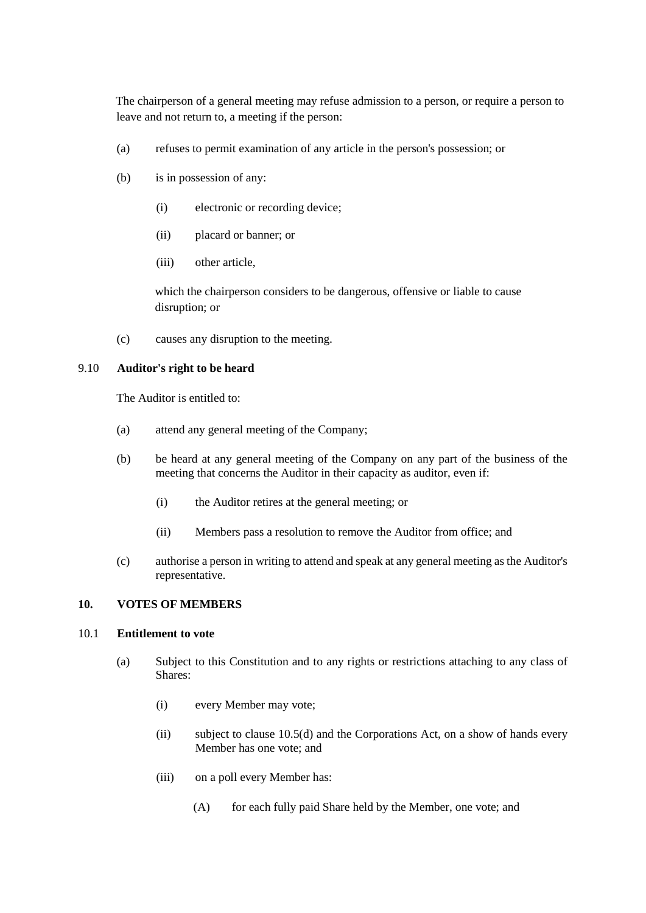The chairperson of a general meeting may refuse admission to a person, or require a person to leave and not return to, a meeting if the person:

(a) refuses to permit examination of any article in the person's possession; or

(b) is in possession of any:

(i) electronic or recording device;

(ii) placard or banner; or

(iii) other article,

which the chairperson considers to be dangerous, offensive or liable to cause disruption; or

(c) causes any disruption to the meeting.

### 9.10 Auditor's right to be heard

The Auditor is entitled to:

(a) attend any general meeting of the Company;

(b) be heard at any general meeting of the Company on any part of the business of the meeting that concerns the Auditor in their capacity as auditor, even if:

(i) the Auditor retires at the general meeting; or

(ii) Members pass a resolution to remove the Auditor from office; and

(c) authorise a person in writing to attend and speak at any general meeting as the Auditor's representative.

## 10. VOTES OF MEMBERS

### 10.1 Entitlement to vote

(a) Subject to this Constitution and to any rights or restrictions attaching to any class of Shares:

(i) every Member may vote;

(ii) subject to clause 10.5(d) and the Corporations Act, on a show of hands every Member has one vote; and

(iii) on a poll every Member has:

(A) for each fully paid Share held by the Member, one vote; and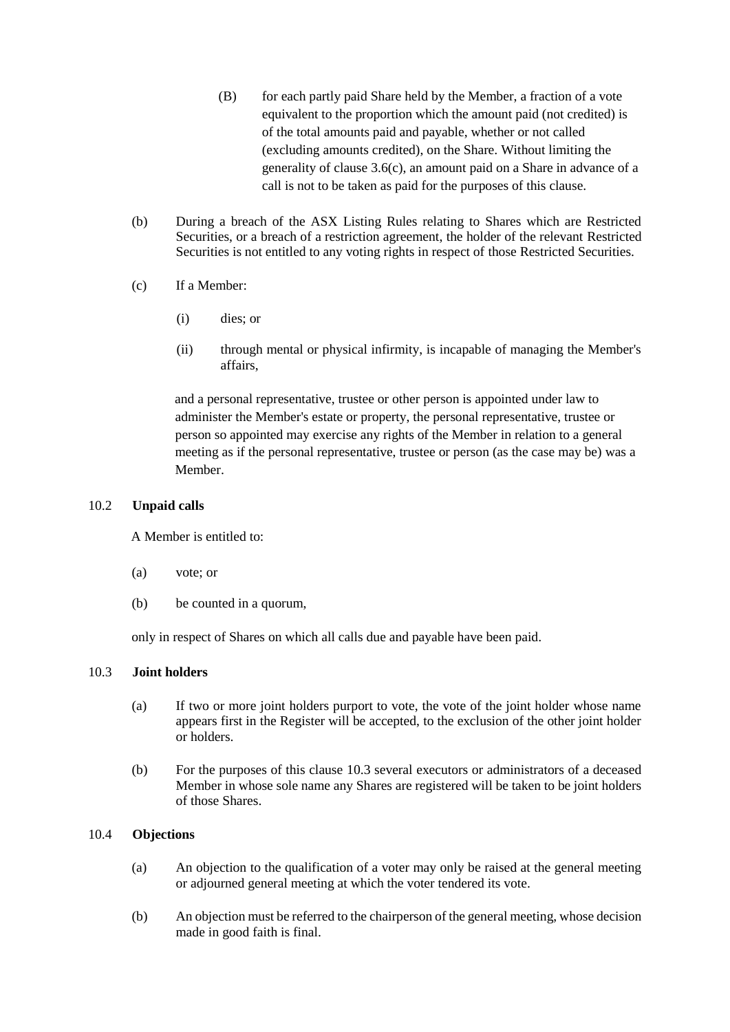(B) for each partly paid Share held by the Member, a fraction of a vote equivalent to the proportion which the amount paid (not credited) is of the total amounts paid and payable, whether or not called (excluding amounts credited), on the Share. Without limiting the generality of clause 3.6(c), an amount paid on a Share in advance of a call is not to be taken as paid for the purposes of this clause.

(b) During a breach of the ASX Listing Rules relating to Shares which are Restricted Securities, or a breach of a restriction agreement, the holder of the relevant Restricted Securities is not entitled to any voting rights in respect of those Restricted Securities.

(c) If a Member:

(i) dies; or

(ii) through mental or physical infirmity, is incapable of managing the Member's affairs,

and a personal representative, trustee or other person is appointed under law to administer the Member's estate or property, the personal representative, trustee or person so appointed may exercise any rights of the Member in relation to a general meeting as if the personal representative, trustee or person (as the case may be) was a Member.

### 10.2 **Unpaid calls**

A Member is entitled to:

(a) vote; or

(b) be counted in a quorum,

only in respect of Shares on which all calls due and payable have been paid.

### 10.3 **Joint holders**

(a) If two or more joint holders purport to vote, the vote of the joint holder whose name appears first in the Register will be accepted, to the exclusion of the other joint holder or holders.

(b) For the purposes of this clause 10.3 several executors or administrators of a deceased Member in whose sole name any Shares are registered will be taken to be joint holders of those Shares.

### 10.4 **Objections**

(a) An objection to the qualification of a voter may only be raised at the general meeting or adjourned general meeting at which the voter tendered its vote.

(b) An objection must be referred to the chairperson of the general meeting, whose decision made in good faith is final.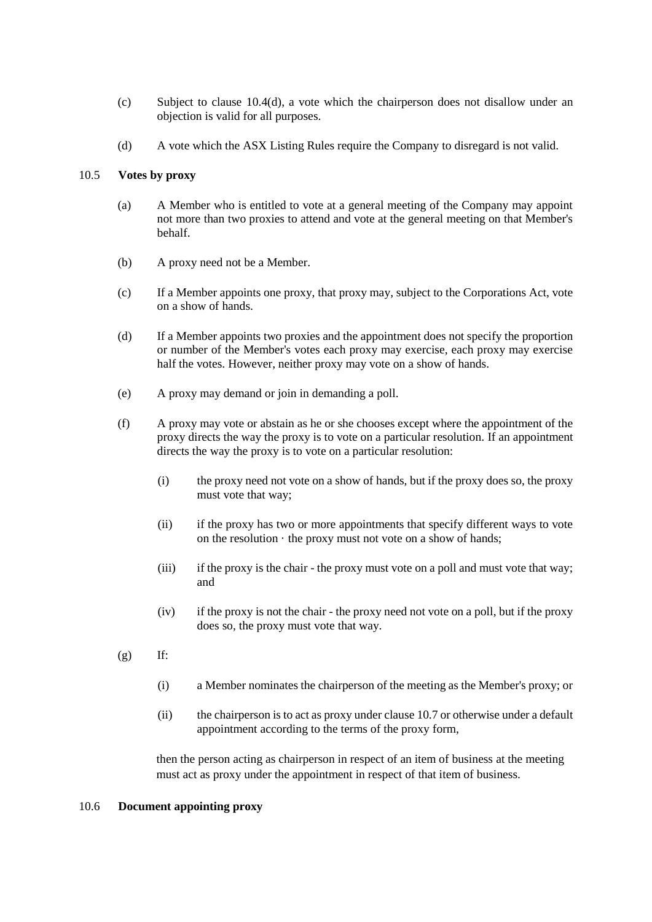(c) Subject to clause 10.4(d), a vote which the chairperson does not disallow under an objection is valid for all purposes.

(d) A vote which the ASX Listing Rules require the Company to disregard is not valid.

10.5 **Votes by proxy**

(a) A Member who is entitled to vote at a general meeting of the Company may appoint not more than two proxies to attend and vote at the general meeting on that Member's behalf.

(b) A proxy need not be a Member.

(c) If a Member appoints one proxy, that proxy may, subject to the Corporations Act, vote on a show of hands.

(d) If a Member appoints two proxies and the appointment does not specify the proportion or number of the Member's votes each proxy may exercise, each proxy may exercise half the votes. However, neither proxy may vote on a show of hands.

(e) A proxy may demand or join in demanding a poll.

(f) A proxy may vote or abstain as he or she chooses except where the appointment of the proxy directs the way the proxy is to vote on a particular resolution. If an appointment directs the way the proxy is to vote on a particular resolution:

(i) the proxy need not vote on a show of hands, but if the proxy does so, the proxy must vote that way;

(ii) if the proxy has two or more appointments that specify different ways to vote on the resolution · the proxy must not vote on a show of hands;

(iii) if the proxy is the chair - the proxy must vote on a poll and must vote that way; and

(iv) if the proxy is not the chair - the proxy need not vote on a poll, but if the proxy does so, the proxy must vote that way.

(g) If:

(i) a Member nominates the chairperson of the meeting as the Member's proxy; or

(ii) the chairperson is to act as proxy under clause 10.7 or otherwise under a default appointment according to the terms of the proxy form,

then the person acting as chairperson in respect of an item of business at the meeting must act as proxy under the appointment in respect of that item of business.

10.6 **Document appointing proxy**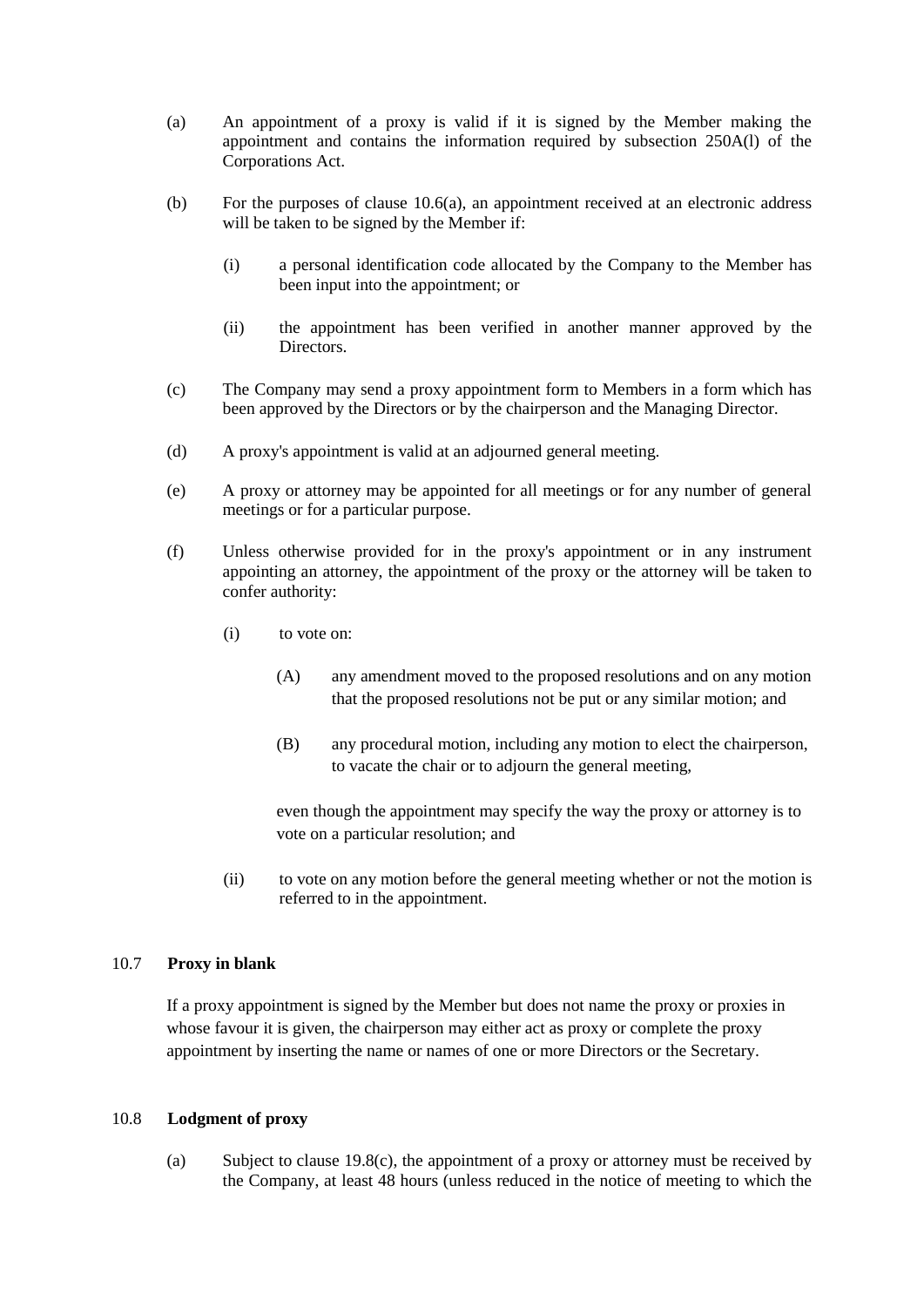(a) An appointment of a proxy is valid if it is signed by the Member making the appointment and contains the information required by subsection 250A(l) of the Corporations Act.

(b) For the purposes of clause 10.6(a), an appointment received at an electronic address will be taken to be signed by the Member if:

  (i) a personal identification code allocated by the Company to the Member has been input into the appointment; or

  (ii) the appointment has been verified in another manner approved by the Directors.

(c) The Company may send a proxy appointment form to Members in a form which has been approved by the Directors or by the chairperson and the Managing Director.

(d) A proxy's appointment is valid at an adjourned general meeting.

(e) A proxy or attorney may be appointed for all meetings or for any number of general meetings or for a particular purpose.

(f) Unless otherwise provided for in the proxy's appointment or in any instrument appointing an attorney, the appointment of the proxy or the attorney will be taken to confer authority:

  (i) to vote on:

    (A) any amendment moved to the proposed resolutions and on any motion that the proposed resolutions not be put or any similar motion; and

    (B) any procedural motion, including any motion to elect the chairperson, to vacate the chair or to adjourn the general meeting,

  even though the appointment may specify the way the proxy or attorney is to vote on a particular resolution; and

  (ii) to vote on any motion before the general meeting whether or not the motion is referred to in the appointment.

### 10.7 Proxy in blank

If a proxy appointment is signed by the Member but does not name the proxy or proxies in whose favour it is given, the chairperson may either act as proxy or complete the proxy appointment by inserting the name or names of one or more Directors or the Secretary.

### 10.8 Lodgment of proxy

(a) Subject to clause 19.8(c), the appointment of a proxy or attorney must be received by the Company, at least 48 hours (unless reduced in the notice of meeting to which the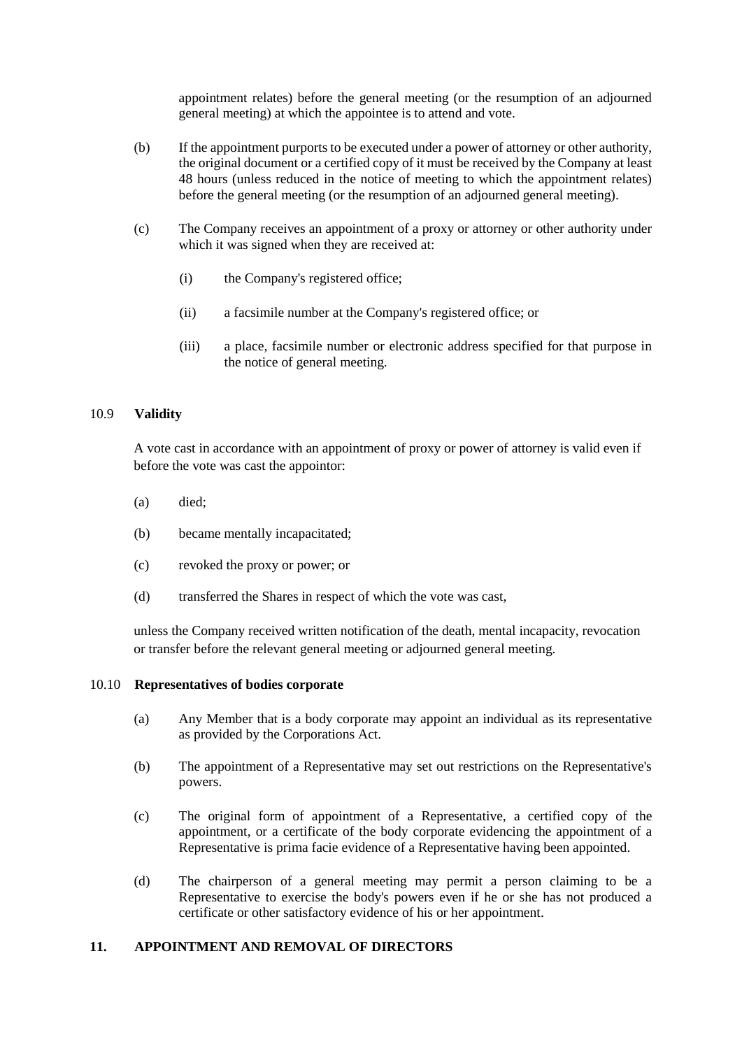appointment relates) before the general meeting (or the resumption of an adjourned general meeting) at which the appointee is to attend and vote.

(b) If the appointment purports to be executed under a power of attorney or other authority, the original document or a certified copy of it must be received by the Company at least 48 hours (unless reduced in the notice of meeting to which the appointment relates) before the general meeting (or the resumption of an adjourned general meeting).

(c) The Company receives an appointment of a proxy or attorney or other authority under which it was signed when they are received at:

(i) the Company's registered office;

(ii) a facsimile number at the Company's registered office; or

(iii) a place, facsimile number or electronic address specified for that purpose in the notice of general meeting.

### 10.9 Validity

A vote cast in accordance with an appointment of proxy or power of attorney is valid even if before the vote was cast the appointor:

(a) died;

(b) became mentally incapacitated;

(c) revoked the proxy or power; or

(d) transferred the Shares in respect of which the vote was cast,

unless the Company received written notification of the death, mental incapacity, revocation or transfer before the relevant general meeting or adjourned general meeting.

### 10.10 Representatives of bodies corporate

(a) Any Member that is a body corporate may appoint an individual as its representative as provided by the Corporations Act.

(b) The appointment of a Representative may set out restrictions on the Representative's powers.

(c) The original form of appointment of a Representative, a certified copy of the appointment, or a certificate of the body corporate evidencing the appointment of a Representative is prima facie evidence of a Representative having been appointed.

(d) The chairperson of a general meeting may permit a person claiming to be a Representative to exercise the body's powers even if he or she has not produced a certificate or other satisfactory evidence of his or her appointment.

## 11. APPOINTMENT AND REMOVAL OF DIRECTORS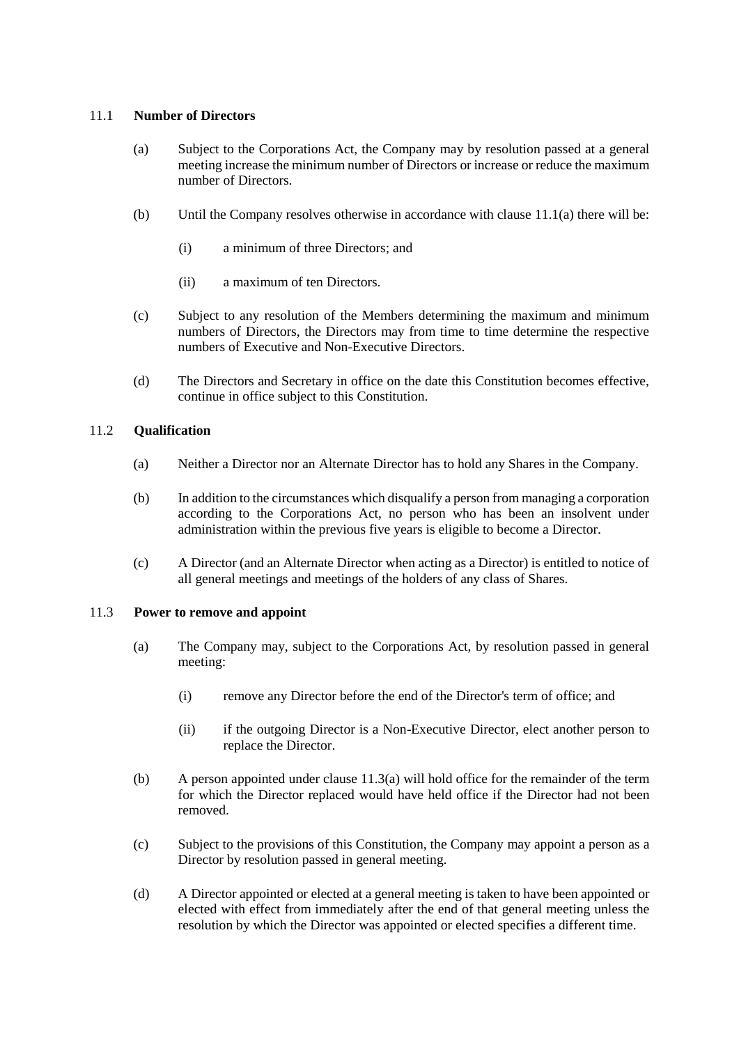### 11.1 **Number of Directors**

(a) Subject to the Corporations Act, the Company may by resolution passed at a general meeting increase the minimum number of Directors or increase or reduce the maximum number of Directors.

(b) Until the Company resolves otherwise in accordance with clause 11.1(a) there will be:

(i) a minimum of three Directors; and

(ii) a maximum of ten Directors.

(c) Subject to any resolution of the Members determining the maximum and minimum numbers of Directors, the Directors may from time to time determine the respective numbers of Executive and Non-Executive Directors.

(d) The Directors and Secretary in office on the date this Constitution becomes effective, continue in office subject to this Constitution.

### 11.2 **Qualification**

(a) Neither a Director nor an Alternate Director has to hold any Shares in the Company.

(b) In addition to the circumstances which disqualify a person from managing a corporation according to the Corporations Act, no person who has been an insolvent under administration within the previous five years is eligible to become a Director.

(c) A Director (and an Alternate Director when acting as a Director) is entitled to notice of all general meetings and meetings of the holders of any class of Shares.

### 11.3 **Power to remove and appoint**

(a) The Company may, subject to the Corporations Act, by resolution passed in general meeting:

(i) remove any Director before the end of the Director's term of office; and

(ii) if the outgoing Director is a Non-Executive Director, elect another person to replace the Director.

(b) A person appointed under clause 11.3(a) will hold office for the remainder of the term for which the Director replaced would have held office if the Director had not been removed.

(c) Subject to the provisions of this Constitution, the Company may appoint a person as a Director by resolution passed in general meeting.

(d) A Director appointed or elected at a general meeting is taken to have been appointed or elected with effect from immediately after the end of that general meeting unless the resolution by which the Director was appointed or elected specifies a different time.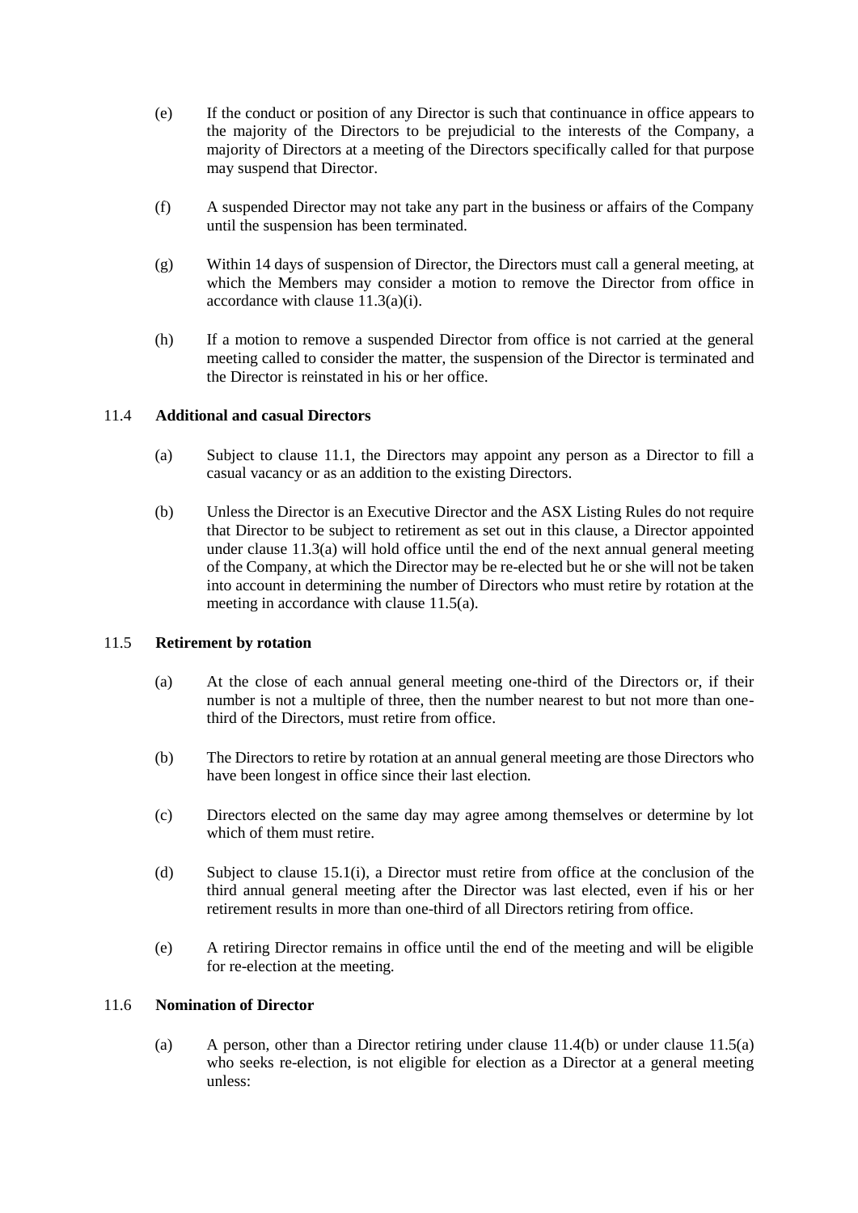(e) If the conduct or position of any Director is such that continuance in office appears to the majority of the Directors to be prejudicial to the interests of the Company, a majority of Directors at a meeting of the Directors specifically called for that purpose may suspend that Director.

(f) A suspended Director may not take any part in the business or affairs of the Company until the suspension has been terminated.

(g) Within 14 days of suspension of Director, the Directors must call a general meeting, at which the Members may consider a motion to remove the Director from office in accordance with clause 11.3(a)(i).

(h) If a motion to remove a suspended Director from office is not carried at the general meeting called to consider the matter, the suspension of the Director is terminated and the Director is reinstated in his or her office.

### 11.4 **Additional and casual Directors**

(a) Subject to clause 11.1, the Directors may appoint any person as a Director to fill a casual vacancy or as an addition to the existing Directors.

(b) Unless the Director is an Executive Director and the ASX Listing Rules do not require that Director to be subject to retirement as set out in this clause, a Director appointed under clause 11.3(a) will hold office until the end of the next annual general meeting of the Company, at which the Director may be re-elected but he or she will not be taken into account in determining the number of Directors who must retire by rotation at the meeting in accordance with clause 11.5(a).

### 11.5 **Retirement by rotation**

(a) At the close of each annual general meeting one-third of the Directors or, if their number is not a multiple of three, then the number nearest to but not more than one-third of the Directors, must retire from office.

(b) The Directors to retire by rotation at an annual general meeting are those Directors who have been longest in office since their last election.

(c) Directors elected on the same day may agree among themselves or determine by lot which of them must retire.

(d) Subject to clause 15.1(i), a Director must retire from office at the conclusion of the third annual general meeting after the Director was last elected, even if his or her retirement results in more than one-third of all Directors retiring from office.

(e) A retiring Director remains in office until the end of the meeting and will be eligible for re-election at the meeting.

### 11.6 **Nomination of Director**

(a) A person, other than a Director retiring under clause 11.4(b) or under clause 11.5(a) who seeks re-election, is not eligible for election as a Director at a general meeting unless: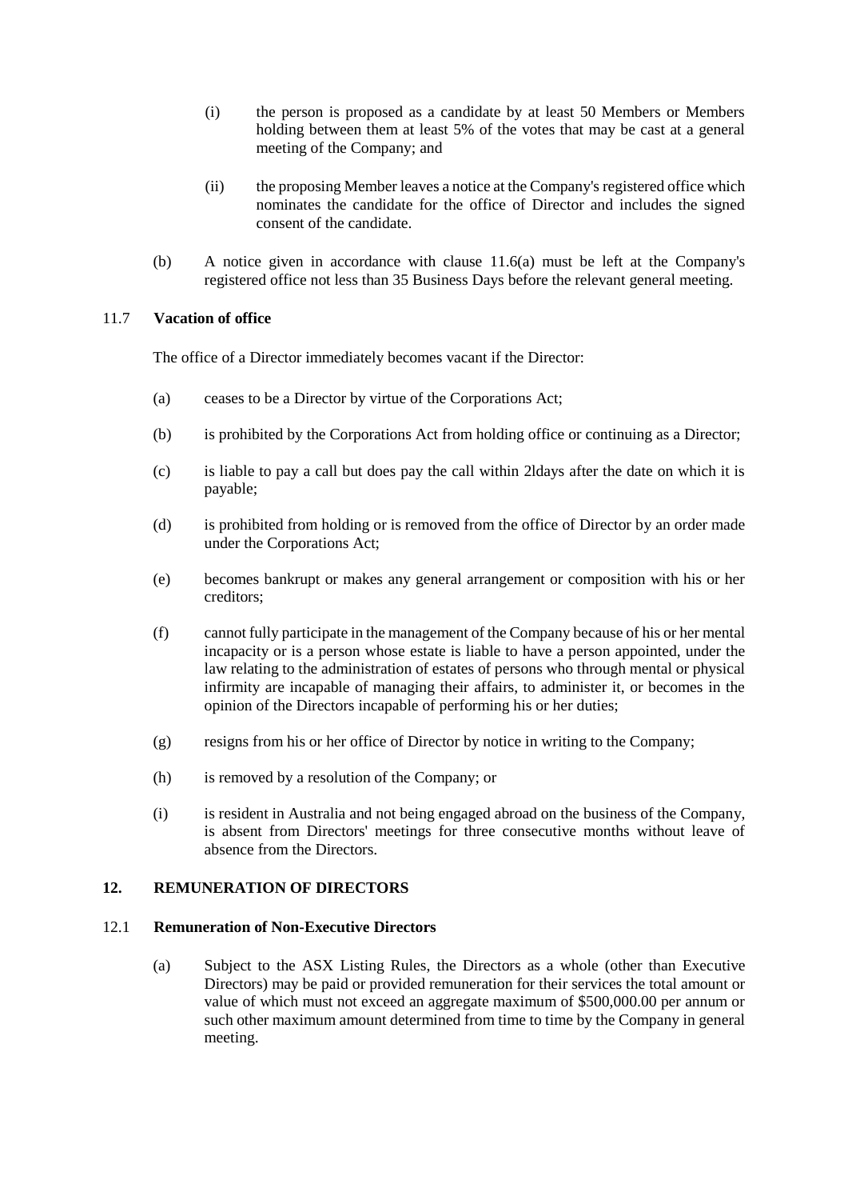(i) the person is proposed as a candidate by at least 50 Members or Members holding between them at least 5% of the votes that may be cast at a general meeting of the Company; and

(ii) the proposing Member leaves a notice at the Company's registered office which nominates the candidate for the office of Director and includes the signed consent of the candidate.

(b) A notice given in accordance with clause 11.6(a) must be left at the Company's registered office not less than 35 Business Days before the relevant general meeting.

### 11.7 **Vacation of office**

The office of a Director immediately becomes vacant if the Director:

(a) ceases to be a Director by virtue of the Corporations Act;

(b) is prohibited by the Corporations Act from holding office or continuing as a Director;

(c) is liable to pay a call but does pay the call within 2ldays after the date on which it is payable;

(d) is prohibited from holding or is removed from the office of Director by an order made under the Corporations Act;

(e) becomes bankrupt or makes any general arrangement or composition with his or her creditors;

(f) cannot fully participate in the management of the Company because of his or her mental incapacity or is a person whose estate is liable to have a person appointed, under the law relating to the administration of estates of persons who through mental or physical infirmity are incapable of managing their affairs, to administer it, or becomes in the opinion of the Directors incapable of performing his or her duties;

(g) resigns from his or her office of Director by notice in writing to the Company;

(h) is removed by a resolution of the Company; or

(i) is resident in Australia and not being engaged abroad on the business of the Company, is absent from Directors' meetings for three consecutive months without leave of absence from the Directors.

## 12. REMUNERATION OF DIRECTORS

### 12.1 **Remuneration of Non-Executive Directors**

(a) Subject to the ASX Listing Rules, the Directors as a whole (other than Executive Directors) may be paid or provided remuneration for their services the total amount or value of which must not exceed an aggregate maximum of $500,000.00 per annum or such other maximum amount determined from time to time by the Company in general meeting.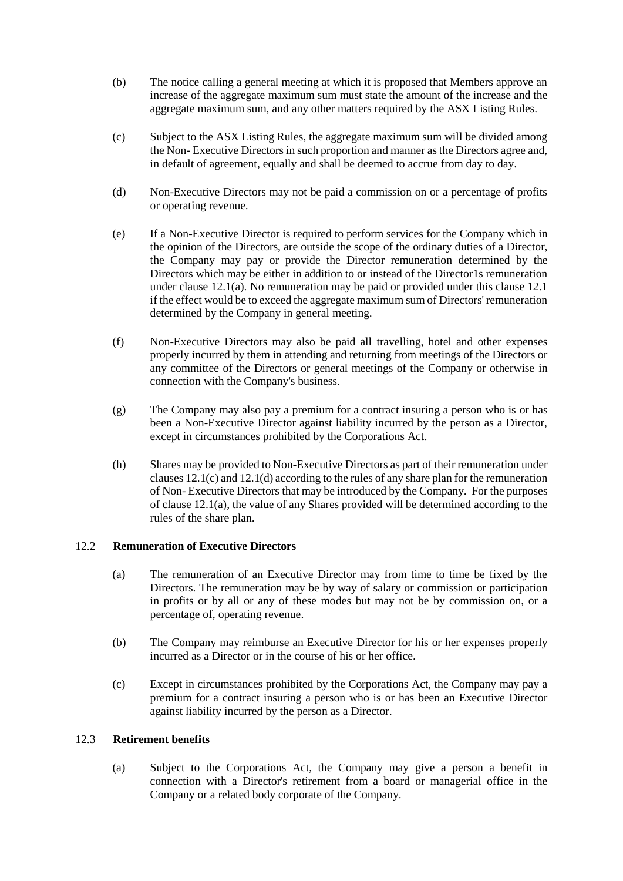(b) The notice calling a general meeting at which it is proposed that Members approve an increase of the aggregate maximum sum must state the amount of the increase and the aggregate maximum sum, and any other matters required by the ASX Listing Rules.

(c) Subject to the ASX Listing Rules, the aggregate maximum sum will be divided among the Non- Executive Directors in such proportion and manner as the Directors agree and, in default of agreement, equally and shall be deemed to accrue from day to day.

(d) Non-Executive Directors may not be paid a commission on or a percentage of profits or operating revenue.

(e) If a Non-Executive Director is required to perform services for the Company which in the opinion of the Directors, are outside the scope of the ordinary duties of a Director, the Company may pay or provide the Director remuneration determined by the Directors which may be either in addition to or instead of the Director1s remuneration under clause 12.1(a). No remuneration may be paid or provided under this clause 12.1 if the effect would be to exceed the aggregate maximum sum of Directors' remuneration determined by the Company in general meeting.

(f) Non-Executive Directors may also be paid all travelling, hotel and other expenses properly incurred by them in attending and returning from meetings of the Directors or any committee of the Directors or general meetings of the Company or otherwise in connection with the Company's business.

(g) The Company may also pay a premium for a contract insuring a person who is or has been a Non-Executive Director against liability incurred by the person as a Director, except in circumstances prohibited by the Corporations Act.

(h) Shares may be provided to Non-Executive Directors as part of their remuneration under clauses 12.1(c) and 12.1(d) according to the rules of any share plan for the remuneration of Non- Executive Directors that may be introduced by the Company. For the purposes of clause 12.1(a), the value of any Shares provided will be determined according to the rules of the share plan.

### 12.2 Remuneration of Executive Directors

(a) The remuneration of an Executive Director may from time to time be fixed by the Directors. The remuneration may be by way of salary or commission or participation in profits or by all or any of these modes but may not be by commission on, or a percentage of, operating revenue.

(b) The Company may reimburse an Executive Director for his or her expenses properly incurred as a Director or in the course of his or her office.

(c) Except in circumstances prohibited by the Corporations Act, the Company may pay a premium for a contract insuring a person who is or has been an Executive Director against liability incurred by the person as a Director.

### 12.3 Retirement benefits

(a) Subject to the Corporations Act, the Company may give a person a benefit in connection with a Director's retirement from a board or managerial office in the Company or a related body corporate of the Company.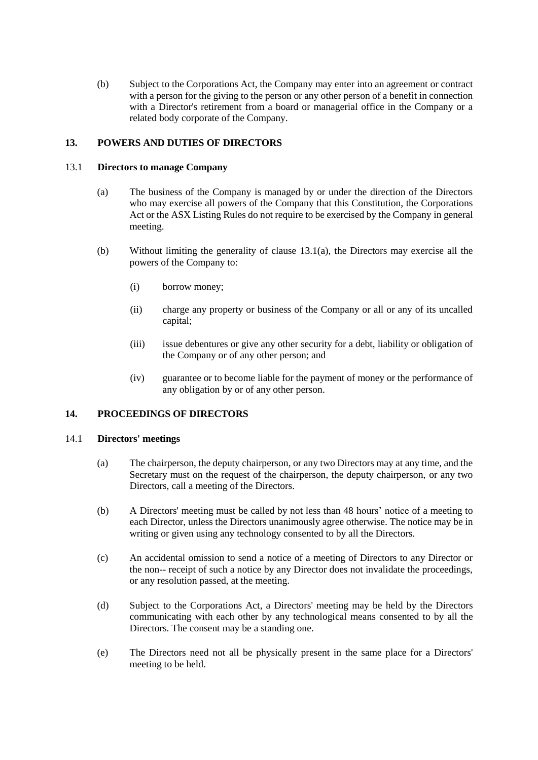(b) Subject to the Corporations Act, the Company may enter into an agreement or contract with a person for the giving to the person or any other person of a benefit in connection with a Director's retirement from a board or managerial office in the Company or a related body corporate of the Company.

## 13. POWERS AND DUTIES OF DIRECTORS

### 13.1 Directors to manage Company

(a) The business of the Company is managed by or under the direction of the Directors who may exercise all powers of the Company that this Constitution, the Corporations Act or the ASX Listing Rules do not require to be exercised by the Company in general meeting.

(b) Without limiting the generality of clause 13.1(a), the Directors may exercise all the powers of the Company to:

(i) borrow money;

(ii) charge any property or business of the Company or all or any of its uncalled capital;

(iii) issue debentures or give any other security for a debt, liability or obligation of the Company or of any other person; and

(iv) guarantee or to become liable for the payment of money or the performance of any obligation by or of any other person.

## 14. PROCEEDINGS OF DIRECTORS

### 14.1 Directors' meetings

(a) The chairperson, the deputy chairperson, or any two Directors may at any time, and the Secretary must on the request of the chairperson, the deputy chairperson, or any two Directors, call a meeting of the Directors.

(b) A Directors' meeting must be called by not less than 48 hours' notice of a meeting to each Director, unless the Directors unanimously agree otherwise. The notice may be in writing or given using any technology consented to by all the Directors.

(c) An accidental omission to send a notice of a meeting of Directors to any Director or the non-- receipt of such a notice by any Director does not invalidate the proceedings, or any resolution passed, at the meeting.

(d) Subject to the Corporations Act, a Directors' meeting may be held by the Directors communicating with each other by any technological means consented to by all the Directors. The consent may be a standing one.

(e) The Directors need not all be physically present in the same place for a Directors' meeting to be held.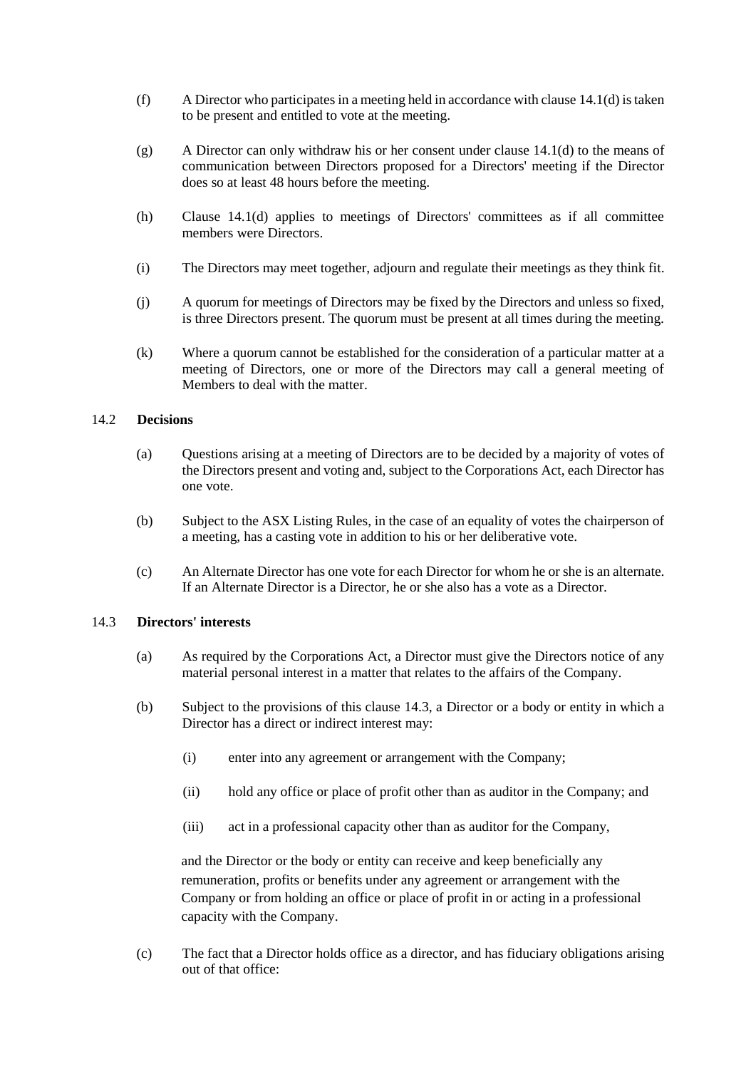(f) A Director who participates in a meeting held in accordance with clause 14.1(d) is taken to be present and entitled to vote at the meeting.

(g) A Director can only withdraw his or her consent under clause 14.1(d) to the means of communication between Directors proposed for a Directors' meeting if the Director does so at least 48 hours before the meeting.

(h) Clause 14.1(d) applies to meetings of Directors' committees as if all committee members were Directors.

(i) The Directors may meet together, adjourn and regulate their meetings as they think fit.

(j) A quorum for meetings of Directors may be fixed by the Directors and unless so fixed, is three Directors present. The quorum must be present at all times during the meeting.

(k) Where a quorum cannot be established for the consideration of a particular matter at a meeting of Directors, one or more of the Directors may call a general meeting of Members to deal with the matter.

14.2 **Decisions**

(a) Questions arising at a meeting of Directors are to be decided by a majority of votes of the Directors present and voting and, subject to the Corporations Act, each Director has one vote.

(b) Subject to the ASX Listing Rules, in the case of an equality of votes the chairperson of a meeting, has a casting vote in addition to his or her deliberative vote.

(c) An Alternate Director has one vote for each Director for whom he or she is an alternate. If an Alternate Director is a Director, he or she also has a vote as a Director.

14.3 **Directors' interests**

(a) As required by the Corporations Act, a Director must give the Directors notice of any material personal interest in a matter that relates to the affairs of the Company.

(b) Subject to the provisions of this clause 14.3, a Director or a body or entity in which a Director has a direct or indirect interest may:

(i) enter into any agreement or arrangement with the Company;

(ii) hold any office or place of profit other than as auditor in the Company; and

(iii) act in a professional capacity other than as auditor for the Company,

and the Director or the body or entity can receive and keep beneficially any remuneration, profits or benefits under any agreement or arrangement with the Company or from holding an office or place of profit in or acting in a professional capacity with the Company.

(c) The fact that a Director holds office as a director, and has fiduciary obligations arising out of that office: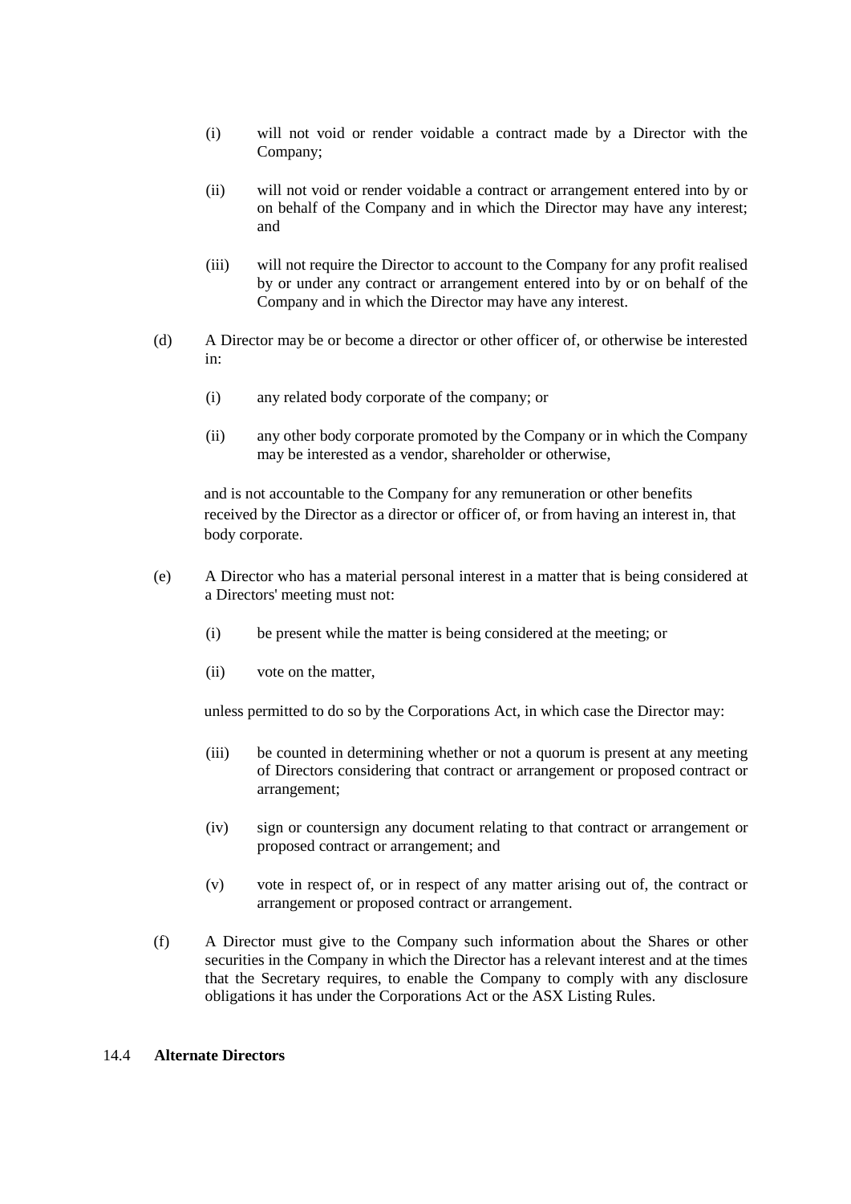(i) will not void or render voidable a contract made by a Director with the Company;

(ii) will not void or render voidable a contract or arrangement entered into by or on behalf of the Company and in which the Director may have any interest; and

(iii) will not require the Director to account to the Company for any profit realised by or under any contract or arrangement entered into by or on behalf of the Company and in which the Director may have any interest.

(d) A Director may be or become a director or other officer of, or otherwise be interested in:

(i) any related body corporate of the company; or

(ii) any other body corporate promoted by the Company or in which the Company may be interested as a vendor, shareholder or otherwise,

and is not accountable to the Company for any remuneration or other benefits received by the Director as a director or officer of, or from having an interest in, that body corporate.

(e) A Director who has a material personal interest in a matter that is being considered at a Directors' meeting must not:

(i) be present while the matter is being considered at the meeting; or

(ii) vote on the matter,

unless permitted to do so by the Corporations Act, in which case the Director may:

(iii) be counted in determining whether or not a quorum is present at any meeting of Directors considering that contract or arrangement or proposed contract or arrangement;

(iv) sign or countersign any document relating to that contract or arrangement or proposed contract or arrangement; and

(v) vote in respect of, or in respect of any matter arising out of, the contract or arrangement or proposed contract or arrangement.

(f) A Director must give to the Company such information about the Shares or other securities in the Company in which the Director has a relevant interest and at the times that the Secretary requires, to enable the Company to comply with any disclosure obligations it has under the Corporations Act or the ASX Listing Rules.

### 14.4 **Alternate Directors**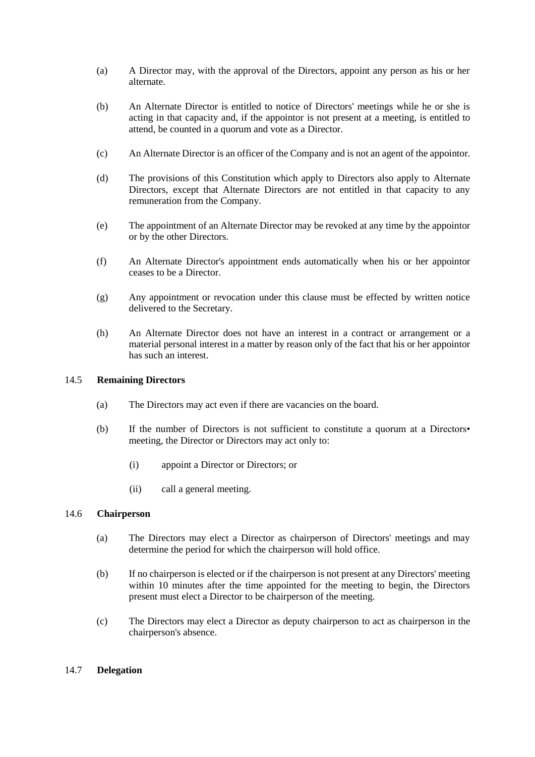(a) A Director may, with the approval of the Directors, appoint any person as his or her alternate.

(b) An Alternate Director is entitled to notice of Directors' meetings while he or she is acting in that capacity and, if the appointor is not present at a meeting, is entitled to attend, be counted in a quorum and vote as a Director.

(c) An Alternate Director is an officer of the Company and is not an agent of the appointor.

(d) The provisions of this Constitution which apply to Directors also apply to Alternate Directors, except that Alternate Directors are not entitled in that capacity to any remuneration from the Company.

(e) The appointment of an Alternate Director may be revoked at any time by the appointor or by the other Directors.

(f) An Alternate Director's appointment ends automatically when his or her appointor ceases to be a Director.

(g) Any appointment or revocation under this clause must be effected by written notice delivered to the Secretary.

(h) An Alternate Director does not have an interest in a contract or arrangement or a material personal interest in a matter by reason only of the fact that his or her appointor has such an interest.

### 14.5 Remaining Directors

(a) The Directors may act even if there are vacancies on the board.

(b) If the number of Directors is not sufficient to constitute a quorum at a Directors• meeting, the Director or Directors may act only to:

  (i) appoint a Director or Directors; or

  (ii) call a general meeting.

### 14.6 Chairperson

(a) The Directors may elect a Director as chairperson of Directors' meetings and may determine the period for which the chairperson will hold office.

(b) If no chairperson is elected or if the chairperson is not present at any Directors' meeting within 10 minutes after the time appointed for the meeting to begin, the Directors present must elect a Director to be chairperson of the meeting.

(c) The Directors may elect a Director as deputy chairperson to act as chairperson in the chairperson's absence.

### 14.7 Delegation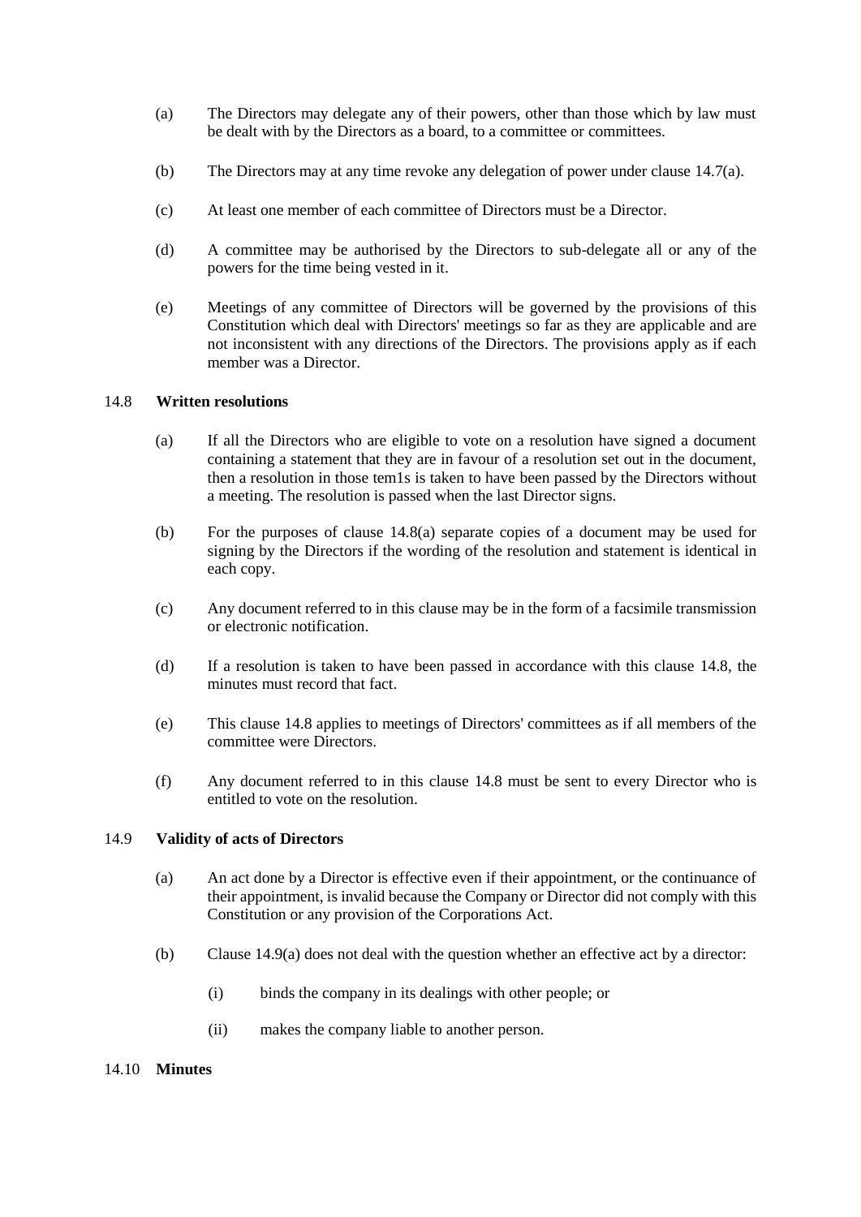(a) The Directors may delegate any of their powers, other than those which by law must be dealt with by the Directors as a board, to a committee or committees.

(b) The Directors may at any time revoke any delegation of power under clause 14.7(a).

(c) At least one member of each committee of Directors must be a Director.

(d) A committee may be authorised by the Directors to sub-delegate all or any of the powers for the time being vested in it.

(e) Meetings of any committee of Directors will be governed by the provisions of this Constitution which deal with Directors' meetings so far as they are applicable and are not inconsistent with any directions of the Directors. The provisions apply as if each member was a Director.

### 14.8 **Written resolutions**

(a) If all the Directors who are eligible to vote on a resolution have signed a document containing a statement that they are in favour of a resolution set out in the document, then a resolution in those tem1s is taken to have been passed by the Directors without a meeting. The resolution is passed when the last Director signs.

(b) For the purposes of clause 14.8(a) separate copies of a document may be used for signing by the Directors if the wording of the resolution and statement is identical in each copy.

(c) Any document referred to in this clause may be in the form of a facsimile transmission or electronic notification.

(d) If a resolution is taken to have been passed in accordance with this clause 14.8, the minutes must record that fact.

(e) This clause 14.8 applies to meetings of Directors' committees as if all members of the committee were Directors.

(f) Any document referred to in this clause 14.8 must be sent to every Director who is entitled to vote on the resolution.

### 14.9 **Validity of acts of Directors**

(a) An act done by a Director is effective even if their appointment, or the continuance of their appointment, is invalid because the Company or Director did not comply with this Constitution or any provision of the Corporations Act.

(b) Clause 14.9(a) does not deal with the question whether an effective act by a director:

  (i) binds the company in its dealings with other people; or

  (ii) makes the company liable to another person.

### 14.10 **Minutes**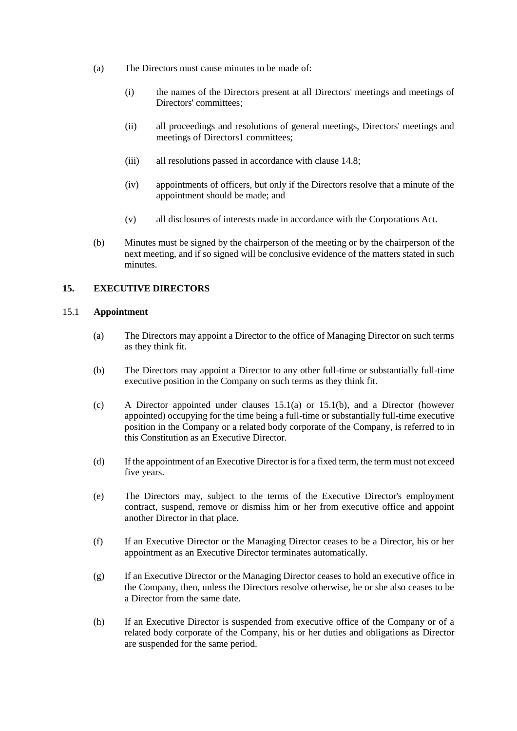(a) The Directors must cause minutes to be made of:

(i) the names of the Directors present at all Directors' meetings and meetings of Directors' committees;

(ii) all proceedings and resolutions of general meetings, Directors' meetings and meetings of Directors1 committees;

(iii) all resolutions passed in accordance with clause 14.8;

(iv) appointments of officers, but only if the Directors resolve that a minute of the appointment should be made; and

(v) all disclosures of interests made in accordance with the Corporations Act.

(b) Minutes must be signed by the chairperson of the meeting or by the chairperson of the next meeting, and if so signed will be conclusive evidence of the matters stated in such minutes.

## 15. EXECUTIVE DIRECTORS

### 15.1 Appointment

(a) The Directors may appoint a Director to the office of Managing Director on such terms as they think fit.

(b) The Directors may appoint a Director to any other full-time or substantially full-time executive position in the Company on such terms as they think fit.

(c) A Director appointed under clauses 15.1(a) or 15.1(b), and a Director (however appointed) occupying for the time being a full-time or substantially full-time executive position in the Company or a related body corporate of the Company, is referred to in this Constitution as an Executive Director.

(d) If the appointment of an Executive Director is for a fixed term, the term must not exceed five years.

(e) The Directors may, subject to the terms of the Executive Director's employment contract, suspend, remove or dismiss him or her from executive office and appoint another Director in that place.

(f) If an Executive Director or the Managing Director ceases to be a Director, his or her appointment as an Executive Director terminates automatically.

(g) If an Executive Director or the Managing Director ceases to hold an executive office in the Company, then, unless the Directors resolve otherwise, he or she also ceases to be a Director from the same date.

(h) If an Executive Director is suspended from executive office of the Company or of a related body corporate of the Company, his or her duties and obligations as Director are suspended for the same period.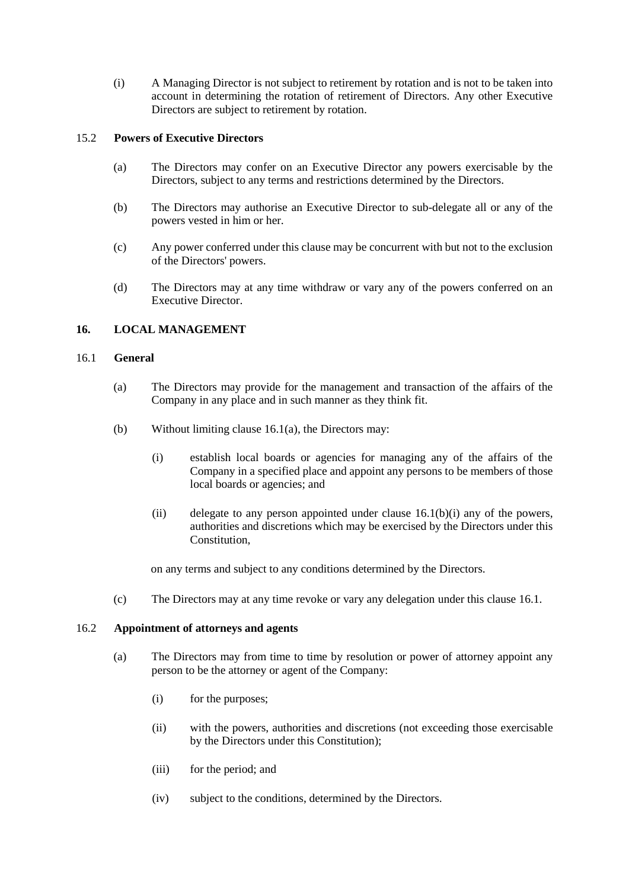(i) A Managing Director is not subject to retirement by rotation and is not to be taken into account in determining the rotation of retirement of Directors. Any other Executive Directors are subject to retirement by rotation.

### 15.2 Powers of Executive Directors

(a) The Directors may confer on an Executive Director any powers exercisable by the Directors, subject to any terms and restrictions determined by the Directors.

(b) The Directors may authorise an Executive Director to sub-delegate all or any of the powers vested in him or her.

(c) Any power conferred under this clause may be concurrent with but not to the exclusion of the Directors' powers.

(d) The Directors may at any time withdraw or vary any of the powers conferred on an Executive Director.

## 16. LOCAL MANAGEMENT

### 16.1 General

(a) The Directors may provide for the management and transaction of the affairs of the Company in any place and in such manner as they think fit.

(b) Without limiting clause 16.1(a), the Directors may:

(i) establish local boards or agencies for managing any of the affairs of the Company in a specified place and appoint any persons to be members of those local boards or agencies; and

(ii) delegate to any person appointed under clause 16.1(b)(i) any of the powers, authorities and discretions which may be exercised by the Directors under this Constitution,

on any terms and subject to any conditions determined by the Directors.

(c) The Directors may at any time revoke or vary any delegation under this clause 16.1.

### 16.2 Appointment of attorneys and agents

(a) The Directors may from time to time by resolution or power of attorney appoint any person to be the attorney or agent of the Company:

(i) for the purposes;

(ii) with the powers, authorities and discretions (not exceeding those exercisable by the Directors under this Constitution);

(iii) for the period; and

(iv) subject to the conditions, determined by the Directors.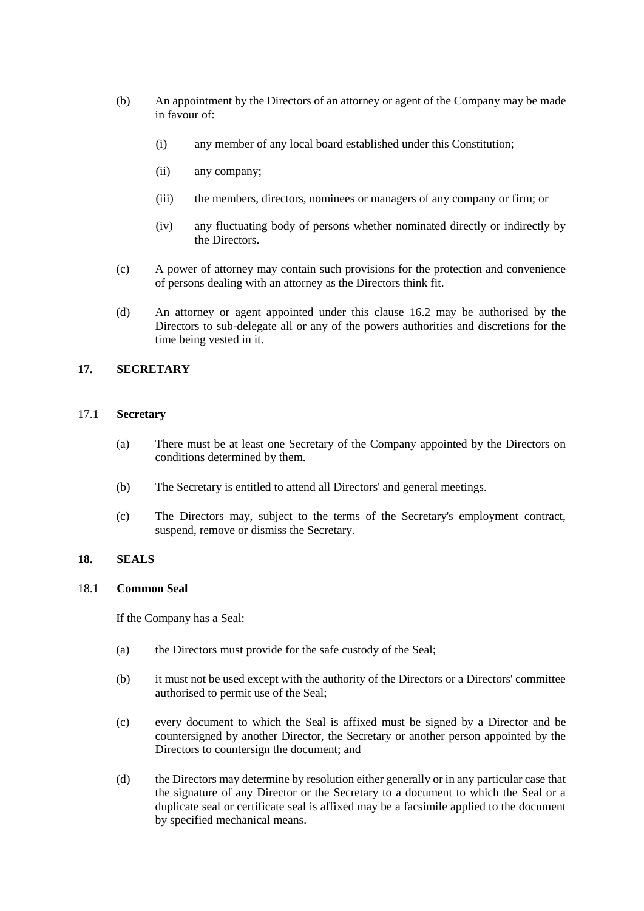(b) An appointment by the Directors of an attorney or agent of the Company may be made in favour of:

   (i) any member of any local board established under this Constitution;

   (ii) any company;

   (iii) the members, directors, nominees or managers of any company or firm; or

   (iv) any fluctuating body of persons whether nominated directly or indirectly by the Directors.

(c) A power of attorney may contain such provisions for the protection and convenience of persons dealing with an attorney as the Directors think fit.

(d) An attorney or agent appointed under this clause 16.2 may be authorised by the Directors to sub-delegate all or any of the powers authorities and discretions for the time being vested in it.

## 17. SECRETARY

### 17.1 Secretary

(a) There must be at least one Secretary of the Company appointed by the Directors on conditions determined by them.

(b) The Secretary is entitled to attend all Directors' and general meetings.

(c) The Directors may, subject to the terms of the Secretary's employment contract, suspend, remove or dismiss the Secretary.

## 18. SEALS

### 18.1 Common Seal

If the Company has a Seal:

(a) the Directors must provide for the safe custody of the Seal;

(b) it must not be used except with the authority of the Directors or a Directors' committee authorised to permit use of the Seal;

(c) every document to which the Seal is affixed must be signed by a Director and be countersigned by another Director, the Secretary or another person appointed by the Directors to countersign the document; and

(d) the Directors may determine by resolution either generally or in any particular case that the signature of any Director or the Secretary to a document to which the Seal or a duplicate seal or certificate seal is affixed may be a facsimile applied to the document by specified mechanical means.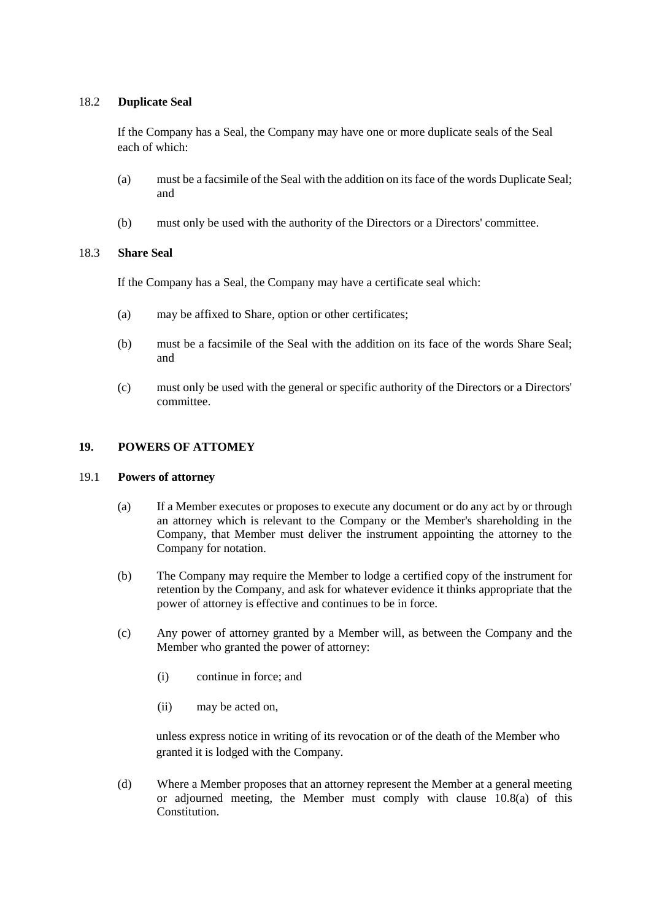### 18.2 **Duplicate Seal**

If the Company has a Seal, the Company may have one or more duplicate seals of the Seal each of which:

(a) must be a facsimile of the Seal with the addition on its face of the words Duplicate Seal; and

(b) must only be used with the authority of the Directors or a Directors' committee.

### 18.3 **Share Seal**

If the Company has a Seal, the Company may have a certificate seal which:

(a) may be affixed to Share, option or other certificates;

(b) must be a facsimile of the Seal with the addition on its face of the words Share Seal; and

(c) must only be used with the general or specific authority of the Directors or a Directors' committee.

## 19. POWERS OF ATTOMEY

### 19.1 **Powers of attorney**

(a) If a Member executes or proposes to execute any document or do any act by or through an attorney which is relevant to the Company or the Member's shareholding in the Company, that Member must deliver the instrument appointing the attorney to the Company for notation.

(b) The Company may require the Member to lodge a certified copy of the instrument for retention by the Company, and ask for whatever evidence it thinks appropriate that the power of attorney is effective and continues to be in force.

(c) Any power of attorney granted by a Member will, as between the Company and the Member who granted the power of attorney:

(i) continue in force; and

(ii) may be acted on,

unless express notice in writing of its revocation or of the death of the Member who granted it is lodged with the Company.

(d) Where a Member proposes that an attorney represent the Member at a general meeting or adjourned meeting, the Member must comply with clause 10.8(a) of this Constitution.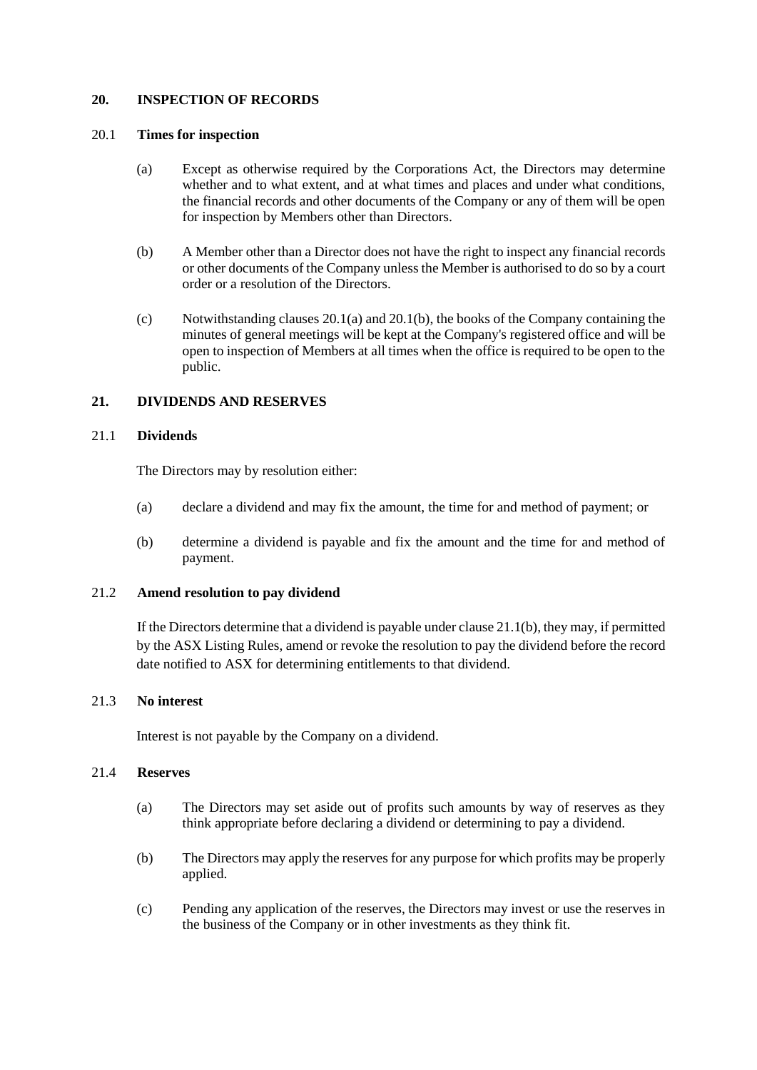## 20. INSPECTION OF RECORDS

### 20.1 Times for inspection

(a) Except as otherwise required by the Corporations Act, the Directors may determine whether and to what extent, and at what times and places and under what conditions, the financial records and other documents of the Company or any of them will be open for inspection by Members other than Directors.

(b) A Member other than a Director does not have the right to inspect any financial records or other documents of the Company unless the Member is authorised to do so by a court order or a resolution of the Directors.

(c) Notwithstanding clauses 20.1(a) and 20.1(b), the books of the Company containing the minutes of general meetings will be kept at the Company's registered office and will be open to inspection of Members at all times when the office is required to be open to the public.

## 21. DIVIDENDS AND RESERVES

### 21.1 Dividends

The Directors may by resolution either:

(a) declare a dividend and may fix the amount, the time for and method of payment; or

(b) determine a dividend is payable and fix the amount and the time for and method of payment.

### 21.2 Amend resolution to pay dividend

If the Directors determine that a dividend is payable under clause 21.1(b), they may, if permitted by the ASX Listing Rules, amend or revoke the resolution to pay the dividend before the record date notified to ASX for determining entitlements to that dividend.

### 21.3 No interest

Interest is not payable by the Company on a dividend.

### 21.4 Reserves

(a) The Directors may set aside out of profits such amounts by way of reserves as they think appropriate before declaring a dividend or determining to pay a dividend.

(b) The Directors may apply the reserves for any purpose for which profits may be properly applied.

(c) Pending any application of the reserves, the Directors may invest or use the reserves in the business of the Company or in other investments as they think fit.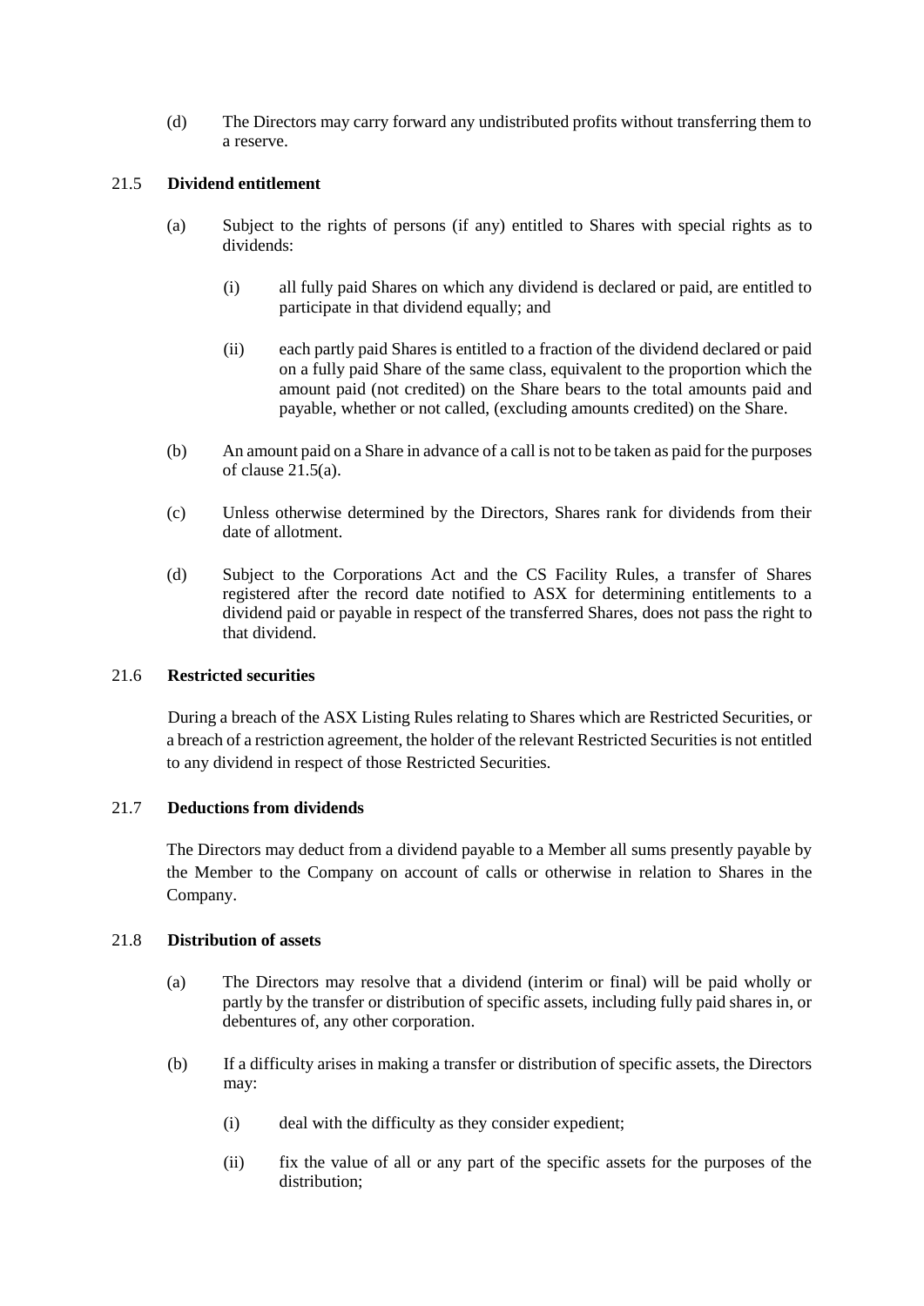(d) The Directors may carry forward any undistributed profits without transferring them to a reserve.

### 21.5 Dividend entitlement

(a) Subject to the rights of persons (if any) entitled to Shares with special rights as to dividends:

(i) all fully paid Shares on which any dividend is declared or paid, are entitled to participate in that dividend equally; and

(ii) each partly paid Shares is entitled to a fraction of the dividend declared or paid on a fully paid Share of the same class, equivalent to the proportion which the amount paid (not credited) on the Share bears to the total amounts paid and payable, whether or not called, (excluding amounts credited) on the Share.

(b) An amount paid on a Share in advance of a call is not to be taken as paid for the purposes of clause 21.5(a).

(c) Unless otherwise determined by the Directors, Shares rank for dividends from their date of allotment.

(d) Subject to the Corporations Act and the CS Facility Rules, a transfer of Shares registered after the record date notified to ASX for determining entitlements to a dividend paid or payable in respect of the transferred Shares, does not pass the right to that dividend.

### 21.6 Restricted securities

During a breach of the ASX Listing Rules relating to Shares which are Restricted Securities, or a breach of a restriction agreement, the holder of the relevant Restricted Securities is not entitled to any dividend in respect of those Restricted Securities.

### 21.7 Deductions from dividends

The Directors may deduct from a dividend payable to a Member all sums presently payable by the Member to the Company on account of calls or otherwise in relation to Shares in the Company.

### 21.8 Distribution of assets

(a) The Directors may resolve that a dividend (interim or final) will be paid wholly or partly by the transfer or distribution of specific assets, including fully paid shares in, or debentures of, any other corporation.

(b) If a difficulty arises in making a transfer or distribution of specific assets, the Directors may:

(i) deal with the difficulty as they consider expedient;

(ii) fix the value of all or any part of the specific assets for the purposes of the distribution;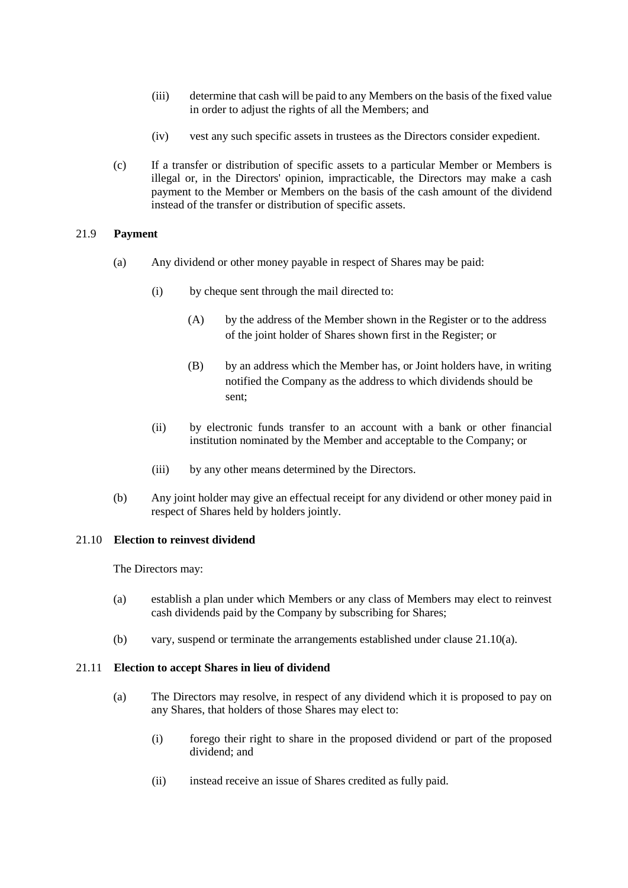(iii) determine that cash will be paid to any Members on the basis of the fixed value in order to adjust the rights of all the Members; and

(iv) vest any such specific assets in trustees as the Directors consider expedient.

(c) If a transfer or distribution of specific assets to a particular Member or Members is illegal or, in the Directors' opinion, impracticable, the Directors may make a cash payment to the Member or Members on the basis of the cash amount of the dividend instead of the transfer or distribution of specific assets.

### 21.9 Payment

(a) Any dividend or other money payable in respect of Shares may be paid:

(i) by cheque sent through the mail directed to:

(A) by the address of the Member shown in the Register or to the address of the joint holder of Shares shown first in the Register; or

(B) by an address which the Member has, or Joint holders have, in writing notified the Company as the address to which dividends should be sent;

(ii) by electronic funds transfer to an account with a bank or other financial institution nominated by the Member and acceptable to the Company; or

(iii) by any other means determined by the Directors.

(b) Any joint holder may give an effectual receipt for any dividend or other money paid in respect of Shares held by holders jointly.

### 21.10 Election to reinvest dividend

The Directors may:

(a) establish a plan under which Members or any class of Members may elect to reinvest cash dividends paid by the Company by subscribing for Shares;

(b) vary, suspend or terminate the arrangements established under clause 21.10(a).

### 21.11 Election to accept Shares in lieu of dividend

(a) The Directors may resolve, in respect of any dividend which it is proposed to pay on any Shares, that holders of those Shares may elect to:

(i) forego their right to share in the proposed dividend or part of the proposed dividend; and

(ii) instead receive an issue of Shares credited as fully paid.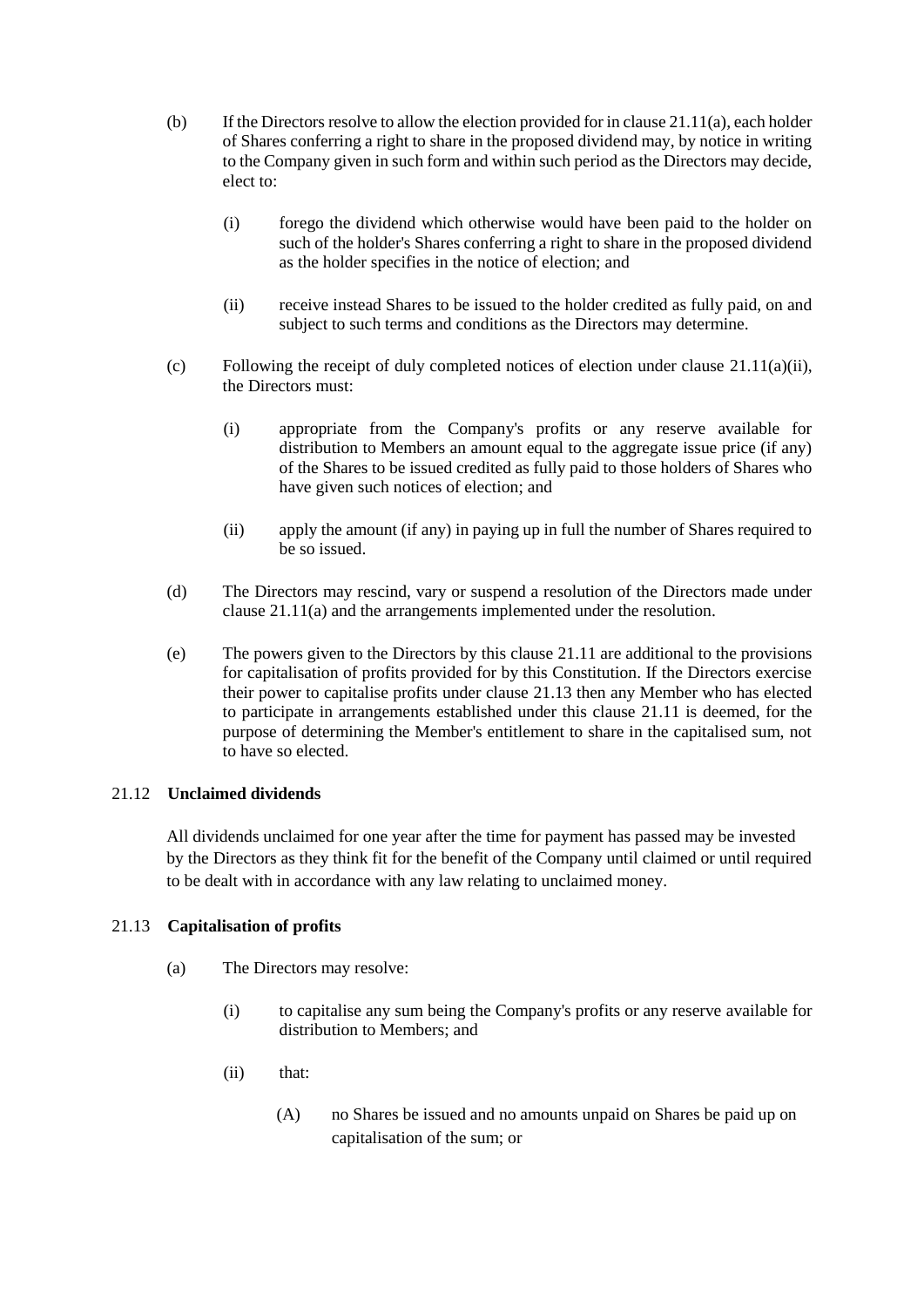(b) If the Directors resolve to allow the election provided for in clause 21.11(a), each holder of Shares conferring a right to share in the proposed dividend may, by notice in writing to the Company given in such form and within such period as the Directors may decide, elect to:

   (i) forego the dividend which otherwise would have been paid to the holder on such of the holder's Shares conferring a right to share in the proposed dividend as the holder specifies in the notice of election; and

   (ii) receive instead Shares to be issued to the holder credited as fully paid, on and subject to such terms and conditions as the Directors may determine.

(c) Following the receipt of duly completed notices of election under clause 21.11(a)(ii), the Directors must:

   (i) appropriate from the Company's profits or any reserve available for distribution to Members an amount equal to the aggregate issue price (if any) of the Shares to be issued credited as fully paid to those holders of Shares who have given such notices of election; and

   (ii) apply the amount (if any) in paying up in full the number of Shares required to be so issued.

(d) The Directors may rescind, vary or suspend a resolution of the Directors made under clause 21.11(a) and the arrangements implemented under the resolution.

(e) The powers given to the Directors by this clause 21.11 are additional to the provisions for capitalisation of profits provided for by this Constitution. If the Directors exercise their power to capitalise profits under clause 21.13 then any Member who has elected to participate in arrangements established under this clause 21.11 is deemed, for the purpose of determining the Member's entitlement to share in the capitalised sum, not to have so elected.

### 21.12 **Unclaimed dividends**

All dividends unclaimed for one year after the time for payment has passed may be invested by the Directors as they think fit for the benefit of the Company until claimed or until required to be dealt with in accordance with any law relating to unclaimed money.

### 21.13 **Capitalisation of profits**

(a) The Directors may resolve:

   (i) to capitalise any sum being the Company's profits or any reserve available for distribution to Members; and

   (ii) that:

      (A) no Shares be issued and no amounts unpaid on Shares be paid up on capitalisation of the sum; or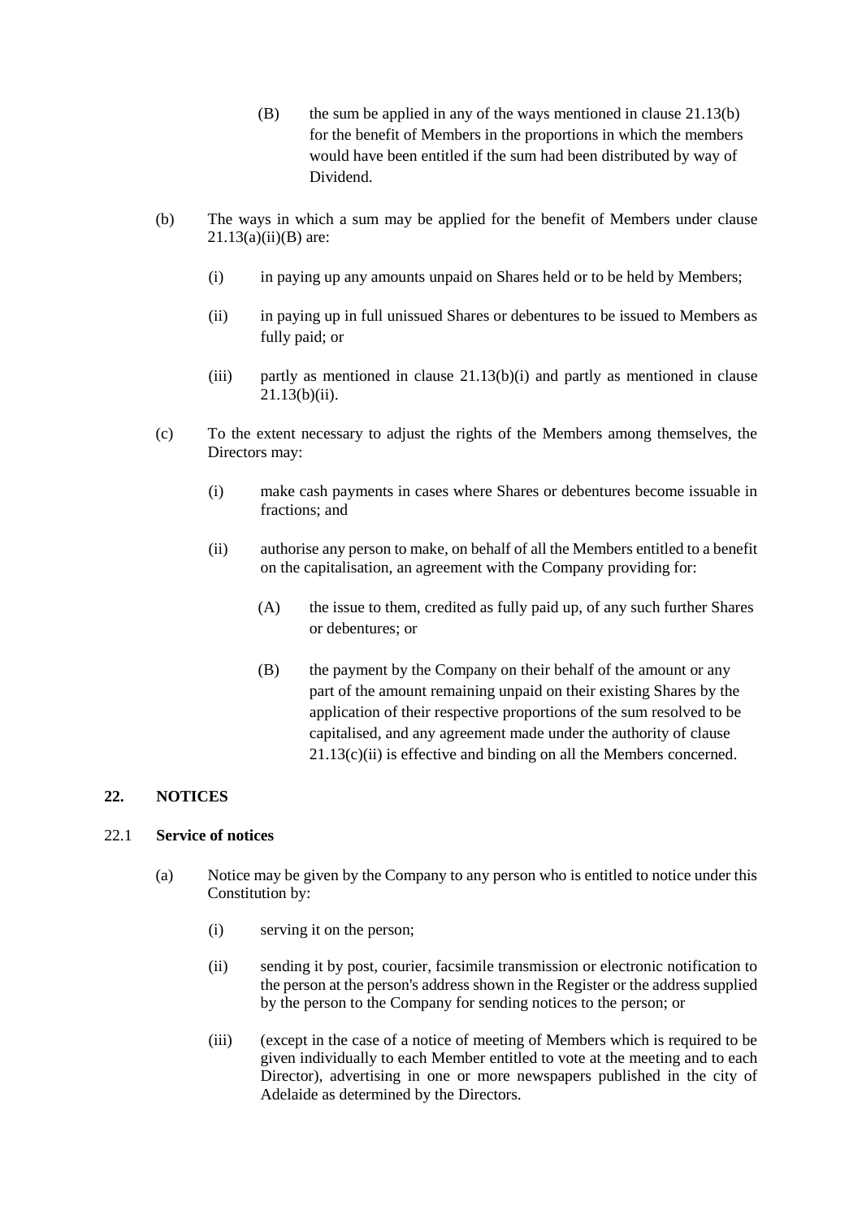(B) the sum be applied in any of the ways mentioned in clause 21.13(b) for the benefit of Members in the proportions in which the members would have been entitled if the sum had been distributed by way of Dividend.

(b) The ways in which a sum may be applied for the benefit of Members under clause 21.13(a)(ii)(B) are:

(i) in paying up any amounts unpaid on Shares held or to be held by Members;

(ii) in paying up in full unissued Shares or debentures to be issued to Members as fully paid; or

(iii) partly as mentioned in clause 21.13(b)(i) and partly as mentioned in clause 21.13(b)(ii).

(c) To the extent necessary to adjust the rights of the Members among themselves, the Directors may:

(i) make cash payments in cases where Shares or debentures become issuable in fractions; and

(ii) authorise any person to make, on behalf of all the Members entitled to a benefit on the capitalisation, an agreement with the Company providing for:

(A) the issue to them, credited as fully paid up, of any such further Shares or debentures; or

(B) the payment by the Company on their behalf of the amount or any part of the amount remaining unpaid on their existing Shares by the application of their respective proportions of the sum resolved to be capitalised, and any agreement made under the authority of clause 21.13(c)(ii) is effective and binding on all the Members concerned.

## 22. NOTICES

### 22.1 Service of notices

(a) Notice may be given by the Company to any person who is entitled to notice under this Constitution by:

(i) serving it on the person;

(ii) sending it by post, courier, facsimile transmission or electronic notification to the person at the person's address shown in the Register or the address supplied by the person to the Company for sending notices to the person; or

(iii) (except in the case of a notice of meeting of Members which is required to be given individually to each Member entitled to vote at the meeting and to each Director), advertising in one or more newspapers published in the city of Adelaide as determined by the Directors.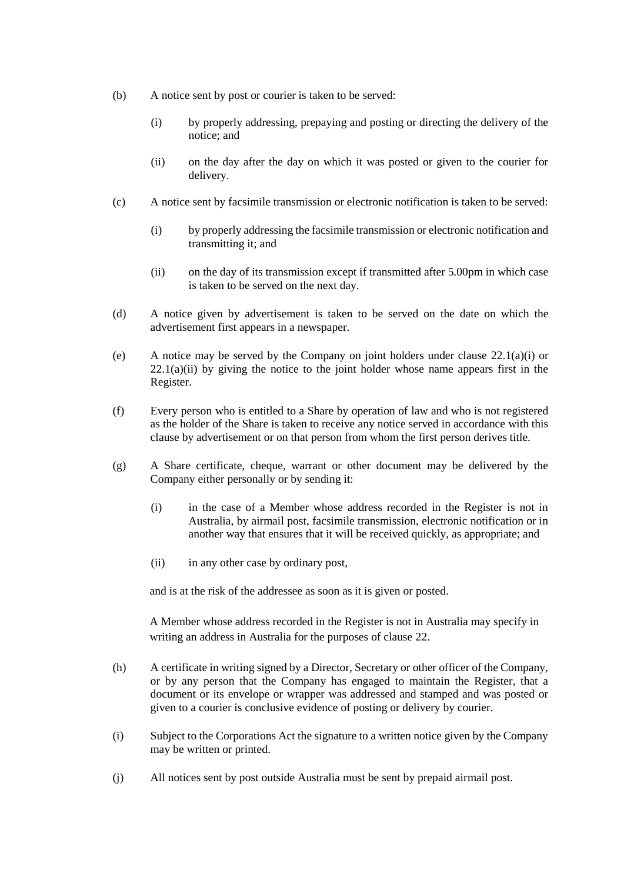(b) A notice sent by post or courier is taken to be served:

  (i) by properly addressing, prepaying and posting or directing the delivery of the notice; and

  (ii) on the day after the day on which it was posted or given to the courier for delivery.

(c) A notice sent by facsimile transmission or electronic notification is taken to be served:

  (i) by properly addressing the facsimile transmission or electronic notification and transmitting it; and

  (ii) on the day of its transmission except if transmitted after 5.00pm in which case is taken to be served on the next day.

(d) A notice given by advertisement is taken to be served on the date on which the advertisement first appears in a newspaper.

(e) A notice may be served by the Company on joint holders under clause 22.1(a)(i) or 22.1(a)(ii) by giving the notice to the joint holder whose name appears first in the Register.

(f) Every person who is entitled to a Share by operation of law and who is not registered as the holder of the Share is taken to receive any notice served in accordance with this clause by advertisement or on that person from whom the first person derives title.

(g) A Share certificate, cheque, warrant or other document may be delivered by the Company either personally or by sending it:

  (i) in the case of a Member whose address recorded in the Register is not in Australia, by airmail post, facsimile transmission, electronic notification or in another way that ensures that it will be received quickly, as appropriate; and

  (ii) in any other case by ordinary post,

  and is at the risk of the addressee as soon as it is given or posted.

  A Member whose address recorded in the Register is not in Australia may specify in writing an address in Australia for the purposes of clause 22.

(h) A certificate in writing signed by a Director, Secretary or other officer of the Company, or by any person that the Company has engaged to maintain the Register, that a document or its envelope or wrapper was addressed and stamped and was posted or given to a courier is conclusive evidence of posting or delivery by courier.

(i) Subject to the Corporations Act the signature to a written notice given by the Company may be written or printed.

(j) All notices sent by post outside Australia must be sent by prepaid airmail post.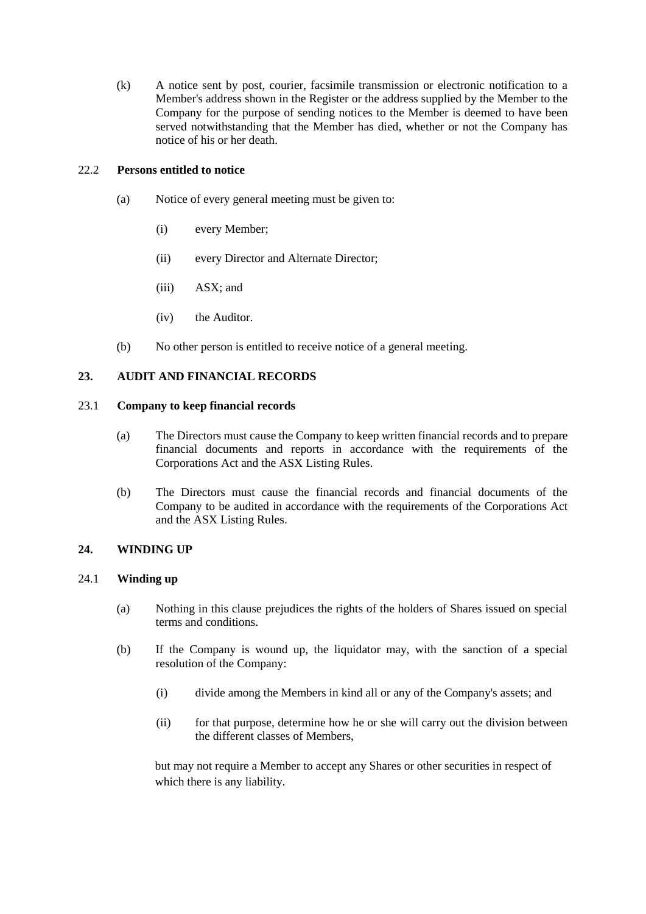(k) A notice sent by post, courier, facsimile transmission or electronic notification to a Member's address shown in the Register or the address supplied by the Member to the Company for the purpose of sending notices to the Member is deemed to have been served notwithstanding that the Member has died, whether or not the Company has notice of his or her death.

### 22.2 Persons entitled to notice

(a) Notice of every general meeting must be given to:

(i) every Member;

(ii) every Director and Alternate Director;

(iii) ASX; and

(iv) the Auditor.

(b) No other person is entitled to receive notice of a general meeting.

## 23. AUDIT AND FINANCIAL RECORDS

### 23.1 Company to keep financial records

(a) The Directors must cause the Company to keep written financial records and to prepare financial documents and reports in accordance with the requirements of the Corporations Act and the ASX Listing Rules.

(b) The Directors must cause the financial records and financial documents of the Company to be audited in accordance with the requirements of the Corporations Act and the ASX Listing Rules.

## 24. WINDING UP

### 24.1 Winding up

(a) Nothing in this clause prejudices the rights of the holders of Shares issued on special terms and conditions.

(b) If the Company is wound up, the liquidator may, with the sanction of a special resolution of the Company:

(i) divide among the Members in kind all or any of the Company's assets; and

(ii) for that purpose, determine how he or she will carry out the division between the different classes of Members,

but may not require a Member to accept any Shares or other securities in respect of which there is any liability.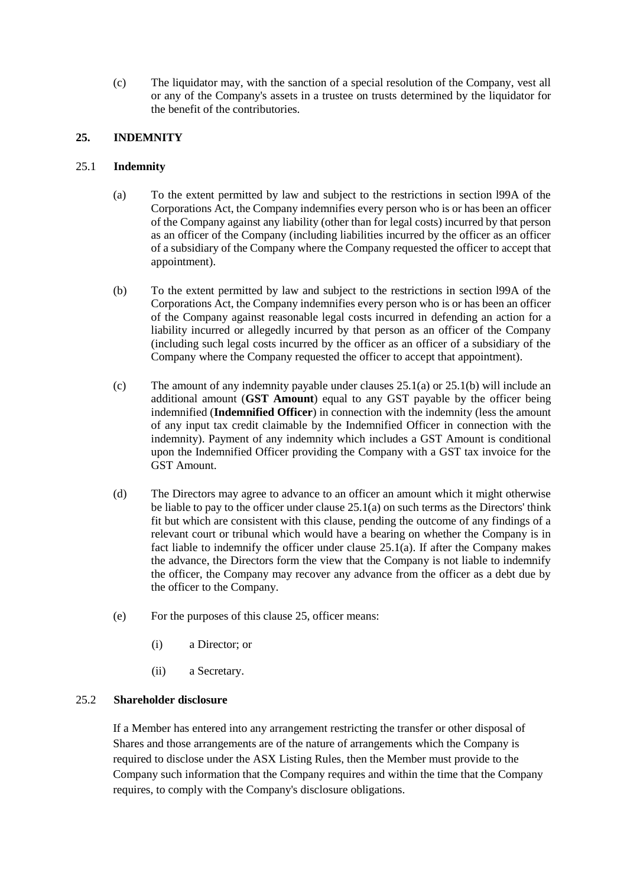(c) The liquidator may, with the sanction of a special resolution of the Company, vest all or any of the Company's assets in a trustee on trusts determined by the liquidator for the benefit of the contributories.

## 25. INDEMNITY

### 25.1 Indemnity

(a) To the extent permitted by law and subject to the restrictions in section l99A of the Corporations Act, the Company indemnifies every person who is or has been an officer of the Company against any liability (other than for legal costs) incurred by that person as an officer of the Company (including liabilities incurred by the officer as an officer of a subsidiary of the Company where the Company requested the officer to accept that appointment).

(b) To the extent permitted by law and subject to the restrictions in section l99A of the Corporations Act, the Company indemnifies every person who is or has been an officer of the Company against reasonable legal costs incurred in defending an action for a liability incurred or allegedly incurred by that person as an officer of the Company (including such legal costs incurred by the officer as an officer of a subsidiary of the Company where the Company requested the officer to accept that appointment).

(c) The amount of any indemnity payable under clauses 25.1(a) or 25.1(b) will include an additional amount (**GST Amount**) equal to any GST payable by the officer being indemnified (**Indemnified Officer**) in connection with the indemnity (less the amount of any input tax credit claimable by the Indemnified Officer in connection with the indemnity). Payment of any indemnity which includes a GST Amount is conditional upon the Indemnified Officer providing the Company with a GST tax invoice for the GST Amount.

(d) The Directors may agree to advance to an officer an amount which it might otherwise be liable to pay to the officer under clause 25.1(a) on such terms as the Directors' think fit but which are consistent with this clause, pending the outcome of any findings of a relevant court or tribunal which would have a bearing on whether the Company is in fact liable to indemnify the officer under clause 25.1(a). If after the Company makes the advance, the Directors form the view that the Company is not liable to indemnify the officer, the Company may recover any advance from the officer as a debt due by the officer to the Company.

(e) For the purposes of this clause 25, officer means:

(i) a Director; or

(ii) a Secretary.

### 25.2 Shareholder disclosure

If a Member has entered into any arrangement restricting the transfer or other disposal of Shares and those arrangements are of the nature of arrangements which the Company is required to disclose under the ASX Listing Rules, then the Member must provide to the Company such information that the Company requires and within the time that the Company requires, to comply with the Company's disclosure obligations.